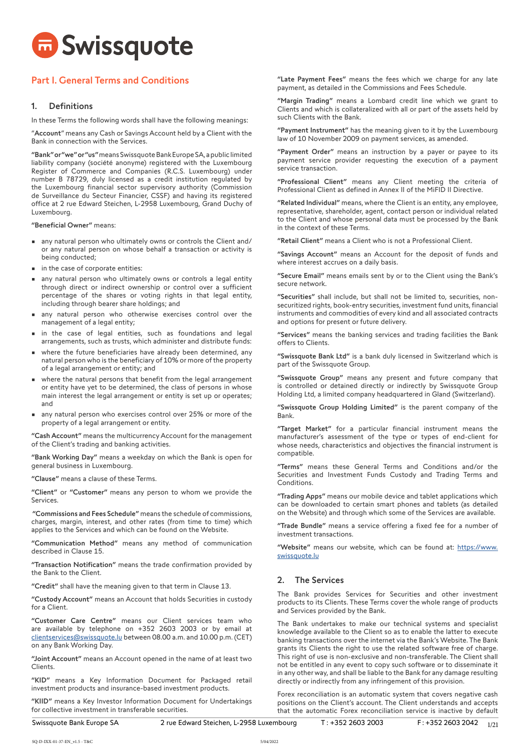# Swissquote

## Part I. General Terms and Conditions

### 1. Definitions

In these Terms the following words shall have the following meanings:

"**Account**" means any Cash or Savings Account held by a Client with the Bank in connection with the Services.

**"Bank" or "we" or "us"** means Swissquote Bank Europe SA, a public limited liability company (société anonyme) registered with the Luxembourg Register of Commerce and Companies (R.C.S. Luxembourg) under number B 78729, duly licensed as a credit institution regulated by the Luxembourg financial sector supervisory authority (Commission de Surveillance du Secteur Financier, CSSF) and having its registered office at 2 rue Edward Steichen, L-2958 Luxembourg, Grand Duchy of Luxembourg.

**"Beneficial Owner"** means:

- any natural person who ultimately owns or controls the Client and/or any natural person on whose behalf a transaction or activity is being conducted;
- in the case of corporate entities:
- any natural person who ultimately owns or controls a legal entity through direct or indirect ownership or control over a sufficient percentage of the shares or voting rights in that legal entity, including through bearer share holdings; and
- any natural person who otherwise exercises control over the management of a legal entity;
- in the case of legal entities, such as foundations and legal arrangements, such as trusts, which administer and distribute funds:
- where the future beneficiaries have already been determined, any natural person who is the beneficiary of 10% or more of the property of a legal arrangement or entity;
- where the natural persons that benefit from the legal arrangement or entity have yet to be determined, the class of persons in whose main interest the legal arrangement or entity is set up or operates; and
- any natural person who exercises control over 25% or more of the property of a legal arrangement or entity.

**"Cash Account"** means the multicurrency Account for the management of the Client's trading and banking activities.

**"Bank Working Day"** means a weekday on which the Bank is open for general business in Luxembourg.

**"Clause"** means a clause of these Terms.

**"Client"** or **"Customer"** means any person to whom we provide the Services.

**"Commissions and Fees Schedule"** means the schedule of commissions, charges, margin, interest, and other rates (from time to time) which applies to the Services and which can be found on the Website.

**"Communication Method"** means any method of communication described in Clause 15.

**"Transaction Notification"** means the trade confirmation provided by the Bank to the Client.

**"Credit"** shall have the meaning given to that term in Clause 13.

**"Custody Account"** means an Account that holds Securities in custody for a Client.

**"Customer Care Centre"** means our Client services team who are available by telephone on +352 2603 2003 or by email at clientservices@swissquote.lu between 08.00 a.m. and 10.00 p.m. (CET) on any Bank Working Day.

**"Joint Account"** means an Account opened in the name of at least two Clients.

**"KID"** means a Key Information Document for Packaged retail investment products and insurance-based investment products.

**"KIID"** means a Key Investor Information Document for Undertakings for collective investment in transferable securities.

**"Late Payment Fees"** means the fees which we charge for any late payment, as detailed in the Commissions and Fees Schedule.

**"Margin Trading"** means a Lombard credit line which we grant to Clients and which is collateralized with all or part of the assets held by such Clients with the Bank.

**"Payment Instrument"** has the meaning given to it by the Luxembourg law of 10 November 2009 on payment services, as amended.

**"Payment Order"** means an instruction by a payer or payee to its payment service provider requesting the execution of a payment service transaction.

**"Professional Client"** means any Client meeting the criteria of Professional Client as defined in Annex II of the MiFID II Directive.

**"Related Individual"** means, where the Client is an entity, any employee, representative, shareholder, agent, contact person or individual related to the Client and whose personal data must be processed by the Bank in the context of these Terms.

**"Retail Client"** means a Client who is not a Professional Client.

**"Savings Account"** means an Account for the deposit of funds and where interest accrues on a daily basis.

**"Secure Email"** means emails sent by or to the Client using the Bank's secure network.

**"Securities"** shall include, but shall not be limited to, securities, non-securitized rights, book-entry securities, investment fund units, financial instruments and commodities of every kind and all associated contracts and options for present or future delivery.

**"Services"** means the banking services and trading facilities the Bank offers to Clients.

**"Swissquote Bank Ltd"** is a bank duly licensed in Switzerland which is part of the Swissquote Group.

**"Swissquote Group"** means any present and future company that is controlled or detained directly or indirectly by Swissquote Group Holding Ltd, a limited company headquartered in Gland (Switzerland).

**"Swissquote Group Holding Limited"** is the parent company of the Bank.

**"Target Market"** for a particular financial instrument means the manufacturer's assessment of the type or types of end-client for whose needs, characteristics and objectives the financial instrument is compatible.

**"Terms"** means these General Terms and Conditions and/or the Securities and Investment Funds Custody and Trading Terms and Conditions.

**"Trading Apps"** means our mobile device and tablet applications which can be downloaded to certain smart phones and tablets (as detailed on the Website) and through which some of the Services are available.

**"Trade Bundle"** means a service offering a fixed fee for a number of investment transactions.

**"Website"** means our website, which can be found at: https://www.swissquote.lu

### 2. The Services

The Bank provides Services for Securities and other investment products to its Clients. These Terms cover the whole range of products and Services provided by the Bank.

The Bank undertakes to make our technical systems and specialist knowledge available to the Client so as to enable the latter to execute banking transactions over the internet via the Bank's Website. The Bank grants its Clients the right to use the related software free of charge. This right of use is non-exclusive and non-transferable. The Client shall not be entitled in any event to copy such software or to disseminate it in any other way, and shall be liable to the Bank for any damage resulting directly or indirectly from any infringement of this provision.

Forex reconciliation is an automatic system that covers negative cash positions on the Client's account. The Client understands and accepts that the automatic Forex reconciliation service is inactive by default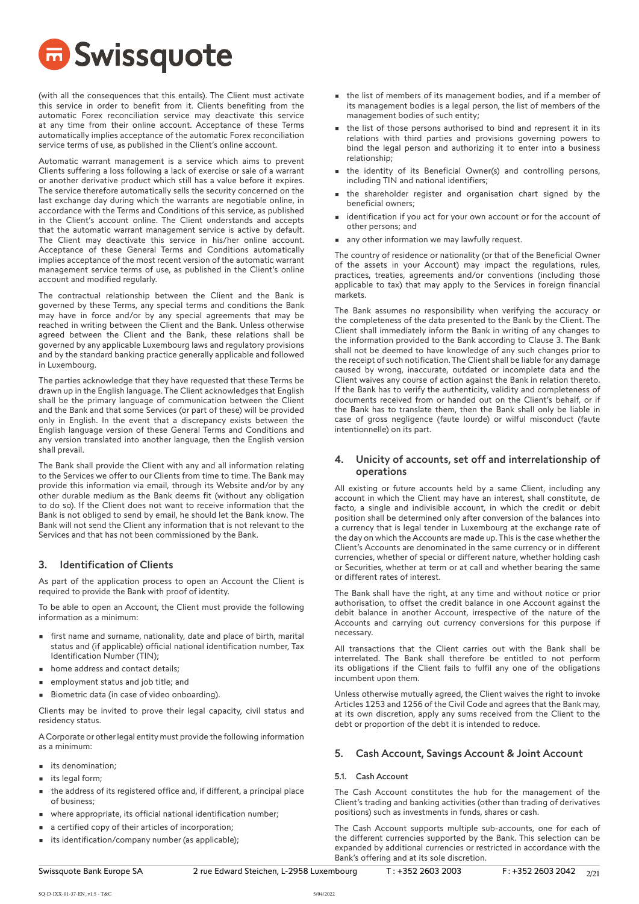(with all the consequences that this entails). The Client must activate this service in order to benefit from it. Clients benefiting from the automatic Forex reconciliation service may deactivate this service at any time from their online account. Acceptance of these Terms automatically implies acceptance of the automatic Forex reconciliation service terms of use, as published in the Client's online account.

Automatic warrant management is a service which aims to prevent Clients suffering a loss following a lack of exercise or sale of a warrant or another derivative product which still has a value before it expires. The service therefore automatically sells the security concerned on the last exchange day during which the warrants are negotiable online, in accordance with the Terms and Conditions of this service, as published in the Client's account online. The Client understands and accepts that the automatic warrant management service is active by default. The Client may deactivate this service in his/her online account. Acceptance of these General Terms and Conditions automatically implies acceptance of the most recent version of the automatic warrant management service terms of use, as published in the Client's online account and modified regularly.

The contractual relationship between the Client and the Bank is governed by these Terms, any special terms and conditions the Bank may have in force and/or by any special agreements that may be reached in writing between the Client and the Bank. Unless otherwise agreed between the Client and the Bank, these relations shall be governed by any applicable Luxembourg laws and regulatory provisions and by the standard banking practice generally applicable and followed in Luxembourg.

The parties acknowledge that they have requested that these Terms be drawn up in the English language. The Client acknowledges that English shall be the primary language of communication between the Client and the Bank and that some Services (or part of these) will be provided only in English. In the event that a discrepancy exists between the English language version of these General Terms and Conditions and any version translated into another language, then the English version shall prevail.

The Bank shall provide the Client with any and all information relating to the Services we offer to our Clients from time to time. The Bank may provide this information via email, through its Website and/or by any other durable medium as the Bank deems fit (without any obligation to do so). If the Client does not want to receive information that the Bank is not obliged to send by email, he should let the Bank know. The Bank will not send the Client any information that is not relevant to the Services and that has not been commissioned by the Bank.

## 3. Identification of Clients

As part of the application process to open an Account the Client is required to provide the Bank with proof of identity.

To be able to open an Account, the Client must provide the following information as a minimum:

- first name and surname, nationality, date and place of birth, marital status and (if applicable) official national identification number, Tax Identification Number (TIN);
- home address and contact details;
- employment status and job title; and
- Biometric data (in case of video onboarding).

Clients may be invited to prove their legal capacity, civil status and residency status.

A Corporate or other legal entity must provide the following information as a minimum:

- its denomination;
- its legal form;
- the address of its registered office and, if different, a principal place of business;
- where appropriate, its official national identification number;
- a certified copy of their articles of incorporation;
- its identification/company number (as applicable);
- the list of members of its management bodies, and if a member of its management bodies is a legal person, the list of members of the management bodies of such entity;
- the list of those persons authorised to bind and represent it in its relations with third parties and provisions governing powers to bind the legal person and authorizing it to enter into a business relationship;
- the identity of its Beneficial Owner(s) and controlling persons, including TIN and national identifiers;
- the shareholder register and organisation chart signed by the beneficial owners;
- identification if you act for your own account or for the account of other persons; and
- any other information we may lawfully request.

The country of residence or nationality (or that of the Beneficial Owner of the assets in your Account) may impact the regulations, rules, practices, treaties, agreements and/or conventions (including those applicable to tax) that may apply to the Services in foreign financial markets.

The Bank assumes no responsibility when verifying the accuracy or the completeness of the data presented to the Bank by the Client. The Client shall immediately inform the Bank in writing of any changes to the information provided to the Bank according to Clause 3. The Bank shall not be deemed to have knowledge of any such changes prior to the receipt of such notification. The Client shall be liable for any damage caused by wrong, inaccurate, outdated or incomplete data and the Client waives any course of action against the Bank in relation thereto. If the Bank has to verify the authenticity, validity and completeness of documents received from or handed out on the Client's behalf, or if the Bank has to translate them, then the Bank shall only be liable in case of gross negligence (faute lourde) or wilful misconduct (faute intentionnelle) on its part.

## 4. Unicity of accounts, set off and interrelationship of operations

All existing or future accounts held by a same Client, including any account in which the Client may have an interest, shall constitute, de facto, a single and indivisible account, in which the credit or debit position shall be determined only after conversion of the balances into a currency that is legal tender in Luxembourg at the exchange rate of the day on which the Accounts are made up. This is the case whether the Client's Accounts are denominated in the same currency or in different currencies, whether of special or different nature, whether holding cash or Securities, whether at term or at call and whether bearing the same or different rates of interest.

The Bank shall have the right, at any time and without notice or prior authorisation, to offset the credit balance in one Account against the debit balance in another Account, irrespective of the nature of the Accounts and carrying out currency conversions for this purpose if necessary.

All transactions that the Client carries out with the Bank shall be interrelated. The Bank shall therefore be entitled to not perform its obligations if the Client fails to fulfil any one of the obligations incumbent upon them.

Unless otherwise mutually agreed, the Client waives the right to invoke Articles 1253 and 1256 of the Civil Code and agrees that the Bank may, at its own discretion, apply any sums received from the Client to the debt or proportion of the debt it is intended to reduce.

## 5. Cash Account, Savings Account & Joint Account

### 5.1. Cash Account

The Cash Account constitutes the hub for the management of the Client's trading and banking activities (other than trading of derivatives positions) such as investments in funds, shares or cash.

The Cash Account supports multiple sub-accounts, one for each of the different currencies supported by the Bank. This selection can be expanded by additional currencies or restricted in accordance with the Bank's offering and at its sole discretion.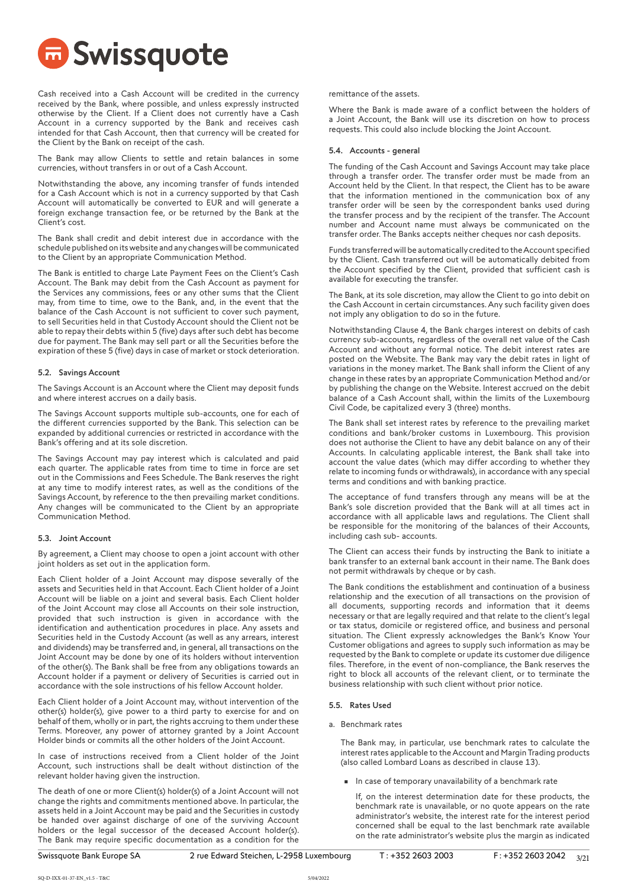Cash received into a Cash Account will be credited in the currency received by the Bank, where possible, and unless expressly instructed otherwise by the Client. If a Client does not currently have a Cash Account in a currency supported by the Bank and receives cash intended for that Cash Account, then that currency will be created for the Client by the Bank on receipt of the cash.

The Bank may allow Clients to settle and retain balances in some currencies, without transfers in or out of a Cash Account.

Notwithstanding the above, any incoming transfer of funds intended for a Cash Account which is not in a currency supported by that Cash Account will automatically be converted to EUR and will generate a foreign exchange transaction fee, or be returned by the Bank at the Client's cost.

The Bank shall credit and debit interest due in accordance with the schedule published on its website and any changes will be communicated to the Client by an appropriate Communication Method.

The Bank is entitled to charge Late Payment Fees on the Client's Cash Account. The Bank may debit from the Cash Account as payment for the Services any commissions, fees or any other sums that the Client may, from time to time, owe to the Bank, and, in the event that the balance of the Cash Account is not sufficient to cover such payment, to sell Securities held in that Custody Account should the Client not be able to repay their debts within 5 (five) days after such debt has become due for payment. The Bank may sell part or all the Securities before the expiration of these 5 (five) days in case of market or stock deterioration.

### 5.2. Savings Account

The Savings Account is an Account where the Client may deposit funds and where interest accrues on a daily basis.

The Savings Account supports multiple sub-accounts, one for each of the different currencies supported by the Bank. This selection can be expanded by additional currencies or restricted in accordance with the Bank's offering and at its sole discretion.

The Savings Account may pay interest which is calculated and paid each quarter. The applicable rates from time to time in force are set out in the Commissions and Fees Schedule. The Bank reserves the right at any time to modify interest rates, as well as the conditions of the Savings Account, by reference to the then prevailing market conditions. Any changes will be communicated to the Client by an appropriate Communication Method.

### 5.3. Joint Account

By agreement, a Client may choose to open a joint account with other joint holders as set out in the application form.

Each Client holder of a Joint Account may dispose severally of the assets and Securities held in that Account. Each Client holder of a Joint Account will be liable on a joint and several basis. Each Client holder of the Joint Account may close all Accounts on their sole instruction, provided that such instruction is given in accordance with the identification and authentication procedures in place. Any assets and Securities held in the Custody Account (as well as any arrears, interest and dividends) may be transferred and, in general, all transactions on the Joint Account may be done by one of its holders without intervention of the other(s). The Bank shall be free from any obligations towards an Account holder if a payment or delivery of Securities is carried out in accordance with the sole instructions of his fellow Account holder.

Each Client holder of a Joint Account may, without intervention of the other(s) holder(s), give power to a third party to exercise for and on behalf of them, wholly or in part, the rights accruing to them under these Terms. Moreover, any power of attorney granted by a Joint Account Holder binds or commits all the other holders of the Joint Account.

In case of instructions received from a Client holder of the Joint Account, such instructions shall be dealt without distinction of the relevant holder having given the instruction.

The death of one or more Client(s) holder(s) of a Joint Account will not change the rights and commitments mentioned above. In particular, the assets held in a Joint Account may be paid and the Securities in custody be handed over against discharge of one of the surviving Account holders or the legal successor of the deceased Account holder(s). The Bank may require specific documentation as a condition for the remittance of the assets.

Where the Bank is made aware of a conflict between the holders of a Joint Account, the Bank will use its discretion on how to process requests. This could also include blocking the Joint Account.

### 5.4. Accounts - general

The funding of the Cash Account and Savings Account may take place through a transfer order. The transfer order must be made from an Account held by the Client. In that respect, the Client has to be aware that the information mentioned in the communication box of any transfer order will be seen by the correspondent banks used during the transfer process and by the recipient of the transfer. The Account number and Account name must always be communicated on the transfer order. The Banks accepts neither cheques nor cash deposits.

Funds transferred will be automatically credited to the Account specified by the Client. Cash transferred out will be automatically debited from the Account specified by the Client, provided that sufficient cash is available for executing the transfer.

The Bank, at its sole discretion, may allow the Client to go into debit on the Cash Account in certain circumstances. Any such facility given does not imply any obligation to do so in the future.

Notwithstanding Clause 4, the Bank charges interest on debits of cash currency sub-accounts, regardless of the overall net value of the Cash Account and without any formal notice. The debit interest rates are posted on the Website. The Bank may vary the debit rates in light of variations in the money market. The Bank shall inform the Client of any change in these rates by an appropriate Communication Method and/or by publishing the change on the Website. Interest accrued on the debit balance of a Cash Account shall, within the limits of the Luxembourg Civil Code, be capitalized every 3 (three) months.

The Bank shall set interest rates by reference to the prevailing market conditions and bank/broker customs in Luxembourg. This provision does not authorise the Client to have any debit balance on any of their Accounts. In calculating applicable interest, the Bank shall take into account the value dates (which may differ according to whether they relate to incoming funds or withdrawals), in accordance with any special terms and conditions and with banking practice.

The acceptance of fund transfers through any means will be at the Bank's sole discretion provided that the Bank will at all times act in accordance with all applicable laws and regulations. The Client shall be responsible for the monitoring of the balances of their Accounts, including cash sub- accounts.

The Client can access their funds by instructing the Bank to initiate a bank transfer to an external bank account in their name. The Bank does not permit withdrawals by cheque or by cash.

The Bank conditions the establishment and continuation of a business relationship and the execution of all transactions on the provision of all documents, supporting records and information that it deems necessary or that are legally required and that relate to the client's legal or tax status, domicile or registered office, and business and personal situation. The Client expressly acknowledges the Bank's Know Your Customer obligations and agrees to supply such information as may be requested by the Bank to complete or update its customer due diligence files. Therefore, in the event of non-compliance, the Bank reserves the right to block all accounts of the relevant client, or to terminate the business relationship with such client without prior notice.

### 5.5. Rates Used

a. Benchmark rates

The Bank may, in particular, use benchmark rates to calculate the interest rates applicable to the Account and Margin Trading products (also called Lombard Loans as described in clause 13).

- In case of temporary unavailability of a benchmark rate

  If, on the interest determination date for these products, the benchmark rate is unavailable, or no quote appears on the rate administrator's website, the interest rate for the interest period concerned shall be equal to the last benchmark rate available on the rate administrator's website plus the margin as indicated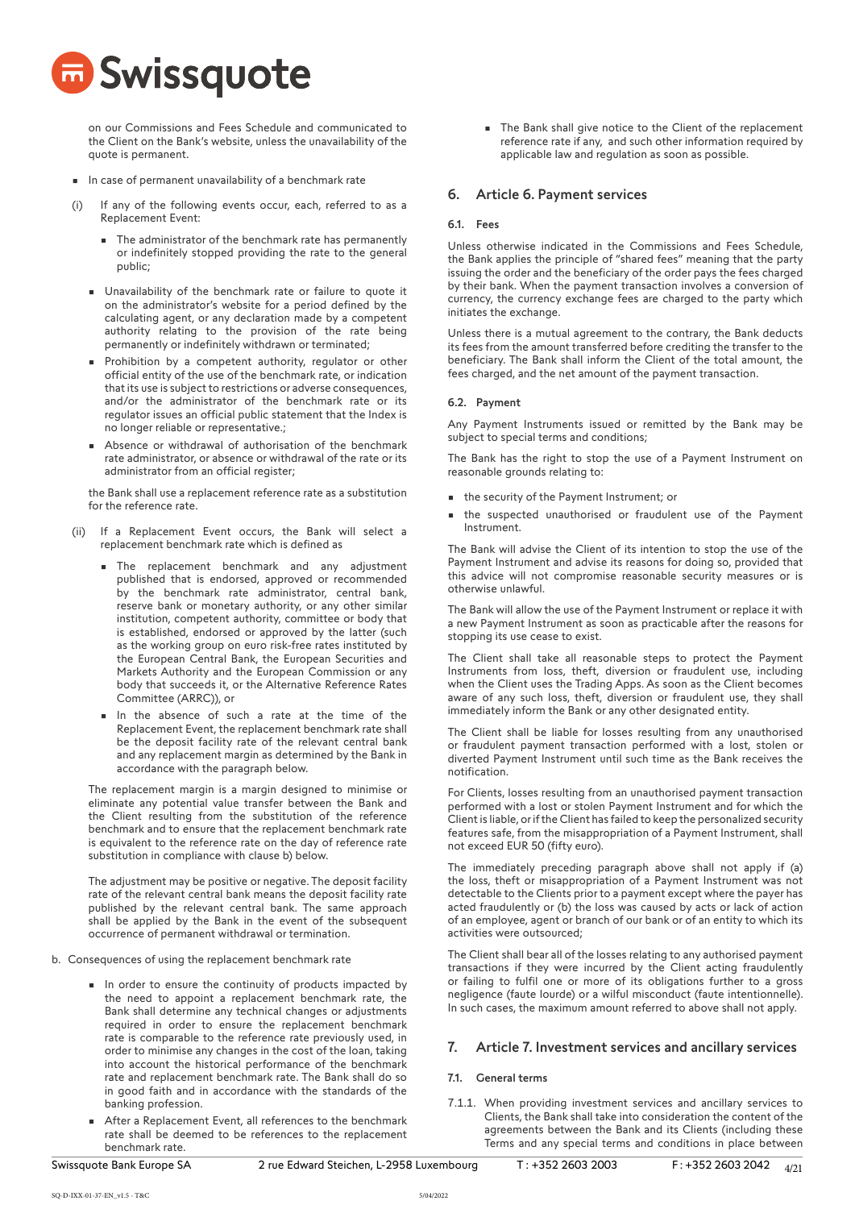on our Commissions and Fees Schedule and communicated to the Client on the Bank's website, unless the unavailability of the quote is permanent.

- In case of permanent unavailability of a benchmark rate

(i) If any of the following events occur, each, referred to as a Replacement Event:

- The administrator of the benchmark rate has permanently or indefinitely stopped providing the rate to the general public;
- Unavailability of the benchmark rate or failure to quote it on the administrator's website for a period defined by the calculating agent, or any declaration made by a competent authority relating to the provision of the rate being permanently or indefinitely withdrawn or terminated;
- Prohibition by a competent authority, regulator or other official entity of the use of the benchmark rate, or indication that its use is subject to restrictions or adverse consequences, and/or the administrator of the benchmark rate or its regulator issues an official public statement that the Index is no longer reliable or representative.;
- Absence or withdrawal of authorisation of the benchmark rate administrator, or absence or withdrawal of the rate or its administrator from an official register;

the Bank shall use a replacement reference rate as a substitution for the reference rate.

(ii) If a Replacement Event occurs, the Bank will select a replacement benchmark rate which is defined as

- The replacement benchmark and any adjustment published that is endorsed, approved or recommended by the benchmark rate administrator, central bank, reserve bank or monetary authority, or any other similar institution, competent authority, committee or body that is established, endorsed or approved by the latter (such as the working group on euro risk-free rates instituted by the European Central Bank, the European Securities and Markets Authority and the European Commission or any body that succeeds it, or the Alternative Reference Rates Committee (ARRC)), or
- In the absence of such a rate at the time of the Replacement Event, the replacement benchmark rate shall be the deposit facility rate of the relevant central bank and any replacement margin as determined by the Bank in accordance with the paragraph below.

The replacement margin is a margin designed to minimise or eliminate any potential value transfer between the Bank and the Client resulting from the substitution of the reference benchmark and to ensure that the replacement benchmark rate is equivalent to the reference rate on the day of reference rate substitution in compliance with clause b) below.

The adjustment may be positive or negative. The deposit facility rate of the relevant central bank means the deposit facility rate published by the relevant central bank. The same approach shall be applied by the Bank in the event of the subsequent occurrence of permanent withdrawal or termination.

b. Consequences of using the replacement benchmark rate

- In order to ensure the continuity of products impacted by the need to appoint a replacement benchmark rate, the Bank shall determine any technical changes or adjustments required in order to ensure the replacement benchmark rate is comparable to the reference rate previously used, in order to minimise any changes in the cost of the loan, taking into account the historical performance of the benchmark rate and replacement benchmark rate. The Bank shall do so in good faith and in accordance with the standards of the banking profession.
- After a Replacement Event, all references to the benchmark rate shall be deemed to be references to the replacement benchmark rate.
- The Bank shall give notice to the Client of the replacement reference rate if any, and such other information required by applicable law and regulation as soon as possible.

## 6. Article 6. Payment services

### 6.1. Fees

Unless otherwise indicated in the Commissions and Fees Schedule, the Bank applies the principle of "shared fees" meaning that the party issuing the order and the beneficiary of the order pays the fees charged by their bank. When the payment transaction involves a conversion of currency, the currency exchange fees are charged to the party which initiates the exchange.

Unless there is a mutual agreement to the contrary, the Bank deducts its fees from the amount transferred before crediting the transfer to the beneficiary. The Bank shall inform the Client of the total amount, the fees charged, and the net amount of the payment transaction.

### 6.2. Payment

Any Payment Instruments issued or remitted by the Bank may be subject to special terms and conditions;

The Bank has the right to stop the use of a Payment Instrument on reasonable grounds relating to:

- the security of the Payment Instrument; or
- the suspected unauthorised or fraudulent use of the Payment Instrument.

The Bank will advise the Client of its intention to stop the use of the Payment Instrument and advise its reasons for doing so, provided that this advice will not compromise reasonable security measures or is otherwise unlawful.

The Bank will allow the use of the Payment Instrument or replace it with a new Payment Instrument as soon as practicable after the reasons for stopping its use cease to exist.

The Client shall take all reasonable steps to protect the Payment Instruments from loss, theft, diversion or fraudulent use, including when the Client uses the Trading Apps. As soon as the Client becomes aware of any such loss, theft, diversion or fraudulent use, they shall immediately inform the Bank or any other designated entity.

The Client shall be liable for losses resulting from any unauthorised or fraudulent payment transaction performed with a lost, stolen or diverted Payment Instrument until such time as the Bank receives the notification.

For Clients, losses resulting from an unauthorised payment transaction performed with a lost or stolen Payment Instrument and for which the Client is liable, or if the Client has failed to keep the personalized security features safe, from the misappropriation of a Payment Instrument, shall not exceed EUR 50 (fifty euro).

The immediately preceding paragraph shall not apply if (a) the loss, theft or misappropriation of a Payment Instrument was not detectable to the Clients prior to a payment except where the payer has acted fraudulently or (b) the loss was caused by acts or lack of action of an employee, agent or branch of our bank or of an entity to which its activities were outsourced;

The Client shall bear all of the losses relating to any authorised payment transactions if they were incurred by the Client acting fraudulently or failing to fulfil one or more of its obligations further to a gross negligence (faute lourde) or a wilful misconduct (faute intentionnelle). In such cases, the maximum amount referred to above shall not apply.

## 7. Article 7. Investment services and ancillary services

### 7.1. General terms

7.1.1. When providing investment services and ancillary services to Clients, the Bank shall take into consideration the content of the agreements between the Bank and its Clients (including these Terms and any special terms and conditions in place between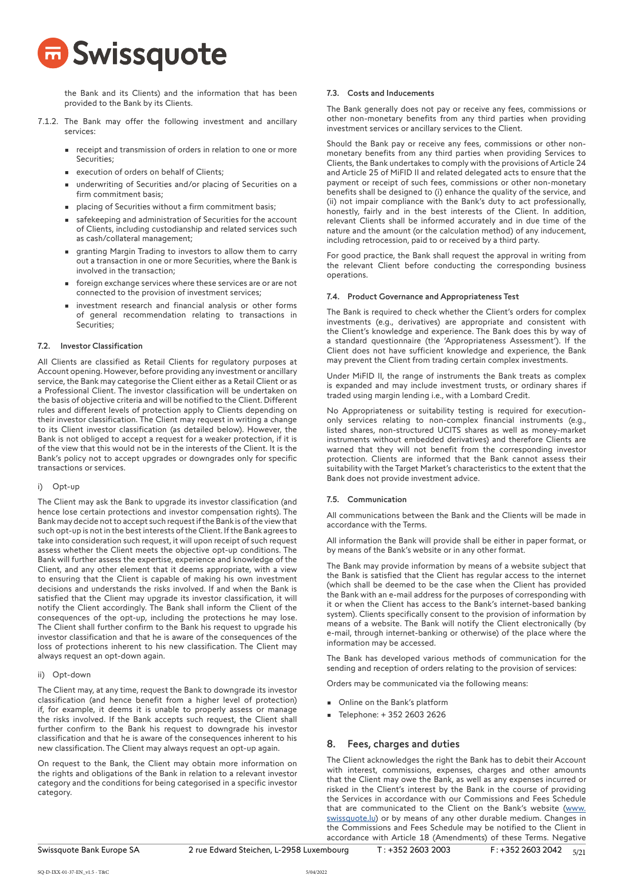the Bank and its Clients) and the information that has been provided to the Bank by its Clients.

7.1.2. The Bank may offer the following investment and ancillary services:

- receipt and transmission of orders in relation to one or more Securities;
- execution of orders on behalf of Clients;
- underwriting of Securities and/or placing of Securities on a firm commitment basis;
- placing of Securities without a firm commitment basis;
- safekeeping and administration of Securities for the account of Clients, including custodianship and related services such as cash/collateral management;
- granting Margin Trading to investors to allow them to carry out a transaction in one or more Securities, where the Bank is involved in the transaction;
- foreign exchange services where these services are or are not connected to the provision of investment services;
- investment research and financial analysis or other forms of general recommendation relating to transactions in Securities;

#### 7.2. Investor Classification

All Clients are classified as Retail Clients for regulatory purposes at Account opening. However, before providing any investment or ancillary service, the Bank may categorise the Client either as a Retail Client or as a Professional Client. The investor classification will be undertaken on the basis of objective criteria and will be notified to the Client. Different rules and different levels of protection apply to Clients depending on their investor classification. The Client may request in writing a change to its Client investor classification (as detailed below). However, the Bank is not obliged to accept a request for a weaker protection, if it is of the view that this would not be in the interests of the Client. It is the Bank's policy not to accept upgrades or downgrades only for specific transactions or services.

i) Opt-up

The Client may ask the Bank to upgrade its investor classification (and hence lose certain protections and investor compensation rights). The Bank may decide not to accept such request if the Bank is of the view that such opt-up is not in the best interests of the Client. If the Bank agrees to take into consideration such request, it will upon receipt of such request assess whether the Client meets the objective opt-up conditions. The Bank will further assess the expertise, experience and knowledge of the Client, and any other element that it deems appropriate, with a view to ensuring that the Client is capable of making his own investment decisions and understands the risks involved. If and when the Bank is satisfied that the Client may upgrade its investor classification, it will notify the Client accordingly. The Bank shall inform the Client of the consequences of the opt-up, including the protections he may lose. The Client shall further confirm to the Bank his request to upgrade his investor classification and that he is aware of the consequences of the loss of protections inherent to his new classification. The Client may always request an opt-down again.

ii) Opt-down

The Client may, at any time, request the Bank to downgrade its investor classification (and hence benefit from a higher level of protection) if, for example, it deems it is unable to properly assess or manage the risks involved. If the Bank accepts such request, the Client shall further confirm to the Bank his request to downgrade his investor classification and that he is aware of the consequences inherent to his new classification. The Client may always request an opt-up again.

On request to the Bank, the Client may obtain more information on the rights and obligations of the Bank in relation to a relevant investor category and the conditions for being categorised in a specific investor category.

#### 7.3. Costs and Inducements

The Bank generally does not pay or receive any fees, commissions or other non-monetary benefits from any third parties when providing investment services or ancillary services to the Client.

Should the Bank pay or receive any fees, commissions or other non-monetary benefits from any third parties when providing Services to Clients, the Bank undertakes to comply with the provisions of Article 24 and Article 25 of MiFID II and related delegated acts to ensure that the payment or receipt of such fees, commissions or other non-monetary benefits shall be designed to (i) enhance the quality of the service, and (ii) not impair compliance with the Bank's duty to act professionally, honestly, fairly and in the best interests of the Client. In addition, relevant Clients shall be informed accurately and in due time of the nature and the amount (or the calculation method) of any inducement, including retrocession, paid to or received by a third party.

For good practice, the Bank shall request the approval in writing from the relevant Client before conducting the corresponding business operations.

#### 7.4. Product Governance and Appropriateness Test

The Bank is required to check whether the Client's orders for complex investments (e.g., derivatives) are appropriate and consistent with the Client's knowledge and experience. The Bank does this by way of a standard questionnaire (the 'Appropriateness Assessment'). If the Client does not have sufficient knowledge and experience, the Bank may prevent the Client from trading certain complex investments.

Under MiFID II, the range of instruments the Bank treats as complex is expanded and may include investment trusts, or ordinary shares if traded using margin lending i.e., with a Lombard Credit.

No Appropriateness or suitability testing is required for execution-only services relating to non-complex financial instruments (e.g., listed shares, non-structured UCITS shares as well as money-market instruments without embedded derivatives) and therefore Clients are warned that they will not benefit from the corresponding investor protection. Clients are informed that the Bank cannot assess their suitability with the Target Market's characteristics to the extent that the Bank does not provide investment advice.

#### 7.5. Communication

All communications between the Bank and the Clients will be made in accordance with the Terms.

All information the Bank will provide shall be either in paper format, or by means of the Bank's website or in any other format.

The Bank may provide information by means of a website subject that the Bank is satisfied that the Client has regular access to the internet (which shall be deemed to be the case when the Client has provided the Bank with an e-mail address for the purposes of corresponding with it or when the Client has access to the Bank's internet-based banking system). Clients specifically consent to the provision of information by means of a website. The Bank will notify the Client electronically (by e-mail, through internet-banking or otherwise) of the place where the information may be accessed.

The Bank has developed various methods of communication for the sending and reception of orders relating to the provision of services:

Orders may be communicated via the following means:

- Online on the Bank's platform
- Telephone: + 352 2603 2626

## 8. Fees, charges and duties

The Client acknowledges the right the Bank has to debit their Account with interest, commissions, expenses, charges and other amounts that the Client may owe the Bank, as well as any expenses incurred or risked in the Client's interest by the Bank in the course of providing the Services in accordance with our Commissions and Fees Schedule that are communicated to the Client on the Bank's website (www.swissquote.lu) or by means of any other durable medium. Changes in the Commissions and Fees Schedule may be notified to the Client in accordance with Article 18 (Amendments) of these Terms. Negative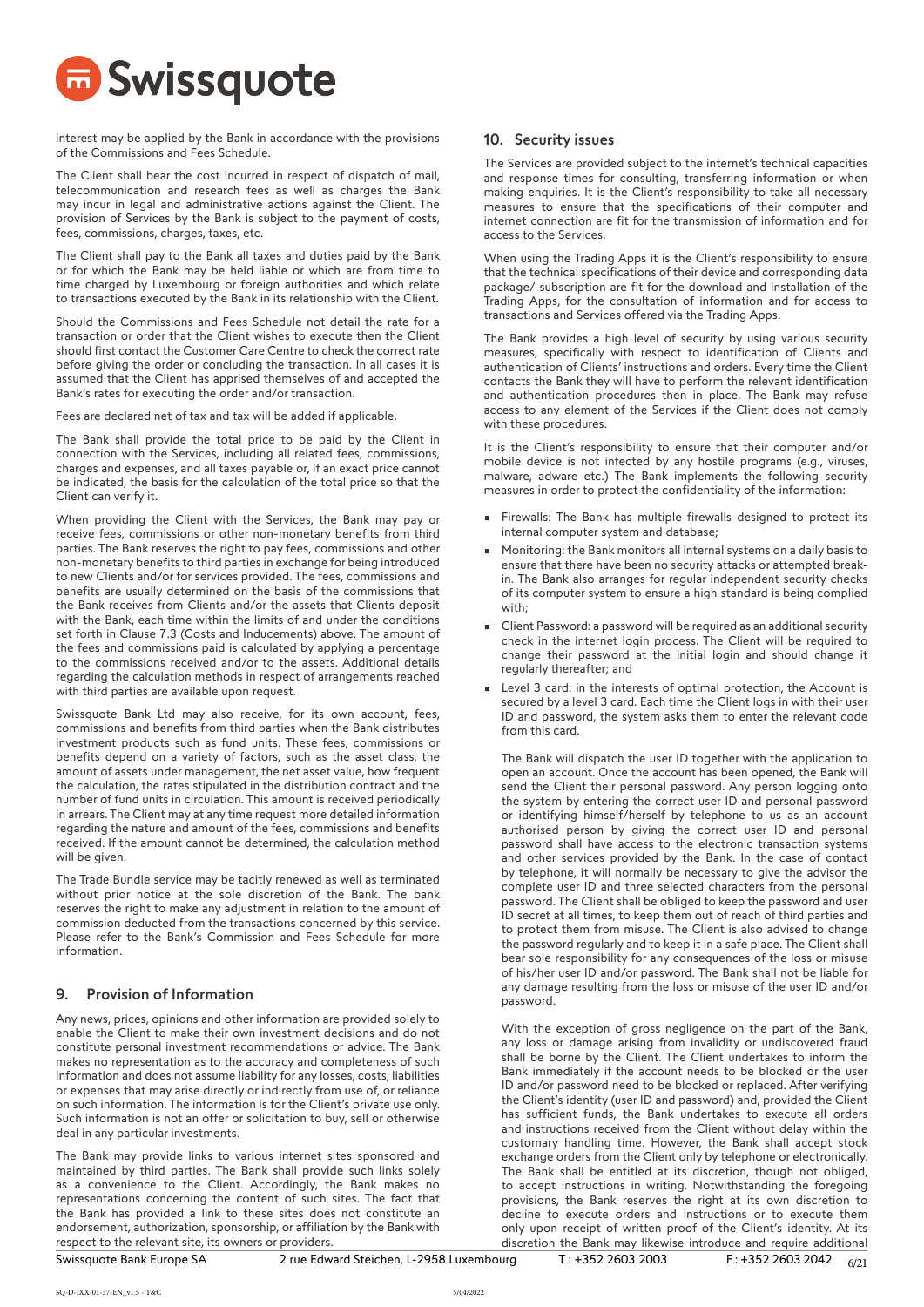interest may be applied by the Bank in accordance with the provisions of the Commissions and Fees Schedule.

The Client shall bear the cost incurred in respect of dispatch of mail, telecommunication and research fees as well as charges the Bank may incur in legal and administrative actions against the Client. The provision of Services by the Bank is subject to the payment of costs, fees, commissions, charges, taxes, etc.

The Client shall pay to the Bank all taxes and duties paid by the Bank or for which the Bank may be held liable or which are from time to time charged by Luxembourg or foreign authorities and which relate to transactions executed by the Bank in its relationship with the Client.

Should the Commissions and Fees Schedule not detail the rate for a transaction or order that the Client wishes to execute then the Client should first contact the Customer Care Centre to check the correct rate before giving the order or concluding the transaction. In all cases it is assumed that the Client has apprised themselves of and accepted the Bank's rates for executing the order and/or transaction.

Fees are declared net of tax and tax will be added if applicable.

The Bank shall provide the total price to be paid by the Client in connection with the Services, including all related fees, commissions, charges and expenses, and all taxes payable or, if an exact price cannot be indicated, the basis for the calculation of the total price so that the Client can verify it.

When providing the Client with the Services, the Bank may pay or receive fees, commissions or other non-monetary benefits from third parties. The Bank reserves the right to pay fees, commissions and other non-monetary benefits to third parties in exchange for being introduced to new Clients and/or for services provided. The fees, commissions and benefits are usually determined on the basis of the commissions that the Bank receives from Clients and/or the assets that Clients deposit with the Bank, each time within the limits of and under the conditions set forth in Clause 7.3 (Costs and Inducements) above. The amount of the fees and commissions paid is calculated by applying a percentage to the commissions received and/or to the assets. Additional details regarding the calculation methods in respect of arrangements reached with third parties are available upon request.

Swissquote Bank Ltd may also receive, for its own account, fees, commissions and benefits from third parties when the Bank distributes investment products such as fund units. These fees, commissions or benefits depend on a variety of factors, such as the asset class, the amount of assets under management, the net asset value, how frequent the calculation, the rates stipulated in the distribution contract and the number of fund units in circulation. This amount is received periodically in arrears. The Client may at any time request more detailed information regarding the nature and amount of the fees, commissions and benefits received. If the amount cannot be determined, the calculation method will be given.

The Trade Bundle service may be tacitly renewed as well as terminated without prior notice at the sole discretion of the Bank. The bank reserves the right to make any adjustment in relation to the amount of commission deducted from the transactions concerned by this service. Please refer to the Bank's Commission and Fees Schedule for more information.

## 9. Provision of Information

Any news, prices, opinions and other information are provided solely to enable the Client to make their own investment decisions and do not constitute personal investment recommendations or advice. The Bank makes no representation as to the accuracy and completeness of such information and does not assume liability for any losses, costs, liabilities or expenses that may arise directly or indirectly from use of, or reliance on such information. The information is for the Client's private use only. Such information is not an offer or solicitation to buy, sell or otherwise deal in any particular investments.

The Bank may provide links to various internet sites sponsored and maintained by third parties. The Bank shall provide such links solely as a convenience to the Client. Accordingly, the Bank makes no representations concerning the content of such sites. The fact that the Bank has provided a link to these sites does not constitute an endorsement, authorization, sponsorship, or affiliation by the Bank with respect to the relevant site, its owners or providers.

## 10. Security issues

The Services are provided subject to the internet's technical capacities and response times for consulting, transferring information or when making enquiries. It is the Client's responsibility to take all necessary measures to ensure that the specifications of their computer and internet connection are fit for the transmission of information and for access to the Services.

When using the Trading Apps it is the Client's responsibility to ensure that the technical specifications of their device and corresponding data package/ subscription are fit for the download and installation of the Trading Apps, for the consultation of information and for access to transactions and Services offered via the Trading Apps.

The Bank provides a high level of security by using various security measures, specifically with respect to identification of Clients and authentication of Clients' instructions and orders. Every time the Client contacts the Bank they will have to perform the relevant identification and authentication procedures then in place. The Bank may refuse access to any element of the Services if the Client does not comply with these procedures.

It is the Client's responsibility to ensure that their computer and/or mobile device is not infected by any hostile programs (e.g., viruses, malware, adware etc.) The Bank implements the following security measures in order to protect the confidentiality of the information:

- Firewalls: The Bank has multiple firewalls designed to protect its internal computer system and database;
- Monitoring: the Bank monitors all internal systems on a daily basis to ensure that there have been no security attacks or attempted break-in. The Bank also arranges for regular independent security checks of its computer system to ensure a high standard is being complied with;
- Client Password: a password will be required as an additional security check in the internet login process. The Client will be required to change their password at the initial login and should change it regularly thereafter; and
- Level 3 card: in the interests of optimal protection, the Account is secured by a level 3 card. Each time the Client logs in with their user ID and password, the system asks them to enter the relevant code from this card.

  The Bank will dispatch the user ID together with the application to open an account. Once the account has been opened, the Bank will send the Client their personal password. Any person logging onto the system by entering the correct user ID and personal password or identifying himself/herself by telephone to us as an account authorised person by giving the correct user ID and personal password shall have access to the electronic transaction systems and other services provided by the Bank. In the case of contact by telephone, it will normally be necessary to give the advisor the complete user ID and three selected characters from the personal password. The Client shall be obliged to keep the password and user ID secret at all times, to keep them out of reach of third parties and to protect them from misuse. The Client is also advised to change the password regularly and to keep it in a safe place. The Client shall bear sole responsibility for any consequences of the loss or misuse of his/her user ID and/or password. The Bank shall not be liable for any damage resulting from the loss or misuse of the user ID and/or password.

  With the exception of gross negligence on the part of the Bank, any loss or damage arising from invalidity or undiscovered fraud shall be borne by the Client. The Client undertakes to inform the Bank immediately if the account needs to be blocked or the user ID and/or password need to be blocked or replaced. After verifying the Client's identity (user ID and password) and, provided the Client has sufficient funds, the Bank undertakes to execute all orders and instructions received from the Client without delay within the customary handling time. However, the Bank shall accept stock exchange orders from the Client only by telephone or electronically. The Bank shall be entitled at its discretion, though not obliged, to accept instructions in writing. Notwithstanding the foregoing provisions, the Bank reserves the right at its own discretion to decline to execute orders and instructions or to execute them only upon receipt of written proof of the Client's identity. At its discretion the Bank may likewise introduce and require additional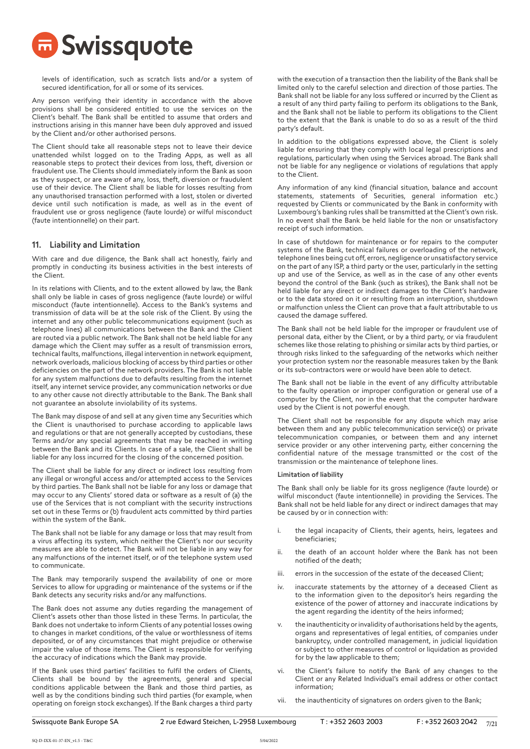levels of identification, such as scratch lists and/or a system of secured identification, for all or some of its services.

Any person verifying their identity in accordance with the above provisions shall be considered entitled to use the services on the Client's behalf. The Bank shall be entitled to assume that orders and instructions arising in this manner have been duly approved and issued by the Client and/or other authorised persons.

The Client should take all reasonable steps not to leave their device unattended whilst logged on to the Trading Apps, as well as all reasonable steps to protect their devices from loss, theft, diversion or fraudulent use. The Clients should immediately inform the Bank as soon as they suspect, or are aware of any, loss, theft, diversion or fraudulent use of their device. The Client shall be liable for losses resulting from any unauthorised transaction performed with a lost, stolen or diverted device until such notification is made, as well as in the event of fraudulent use or gross negligence (faute lourde) or wilful misconduct (faute intentionnelle) on their part.

## 11. Liability and Limitation

With care and due diligence, the Bank shall act honestly, fairly and promptly in conducting its business activities in the best interests of the Client.

In its relations with Clients, and to the extent allowed by law, the Bank shall only be liable in cases of gross negligence (faute lourde) or wilful misconduct (faute intentionnelle). Access to the Bank's systems and transmission of data will be at the sole risk of the Client. By using the internet and any other public telecommunications equipment (such as telephone lines) all communications between the Bank and the Client are routed via a public network. The Bank shall not be held liable for any damage which the Client may suffer as a result of transmission errors, technical faults, malfunctions, illegal intervention in network equipment, network overloads, malicious blocking of access by third parties or other deficiencies on the part of the network providers. The Bank is not liable for any system malfunctions due to defaults resulting from the internet itself, any internet service provider, any communication networks or due to any other cause not directly attributable to the Bank. The Bank shall not guarantee an absolute inviolability of its systems.

The Bank may dispose of and sell at any given time any Securities which the Client is unauthorised to purchase according to applicable laws and regulations or that are not generally accepted by custodians, these Terms and/or any special agreements that may be reached in writing between the Bank and its Clients. In case of a sale, the Client shall be liable for any loss incurred for the closing of the concerned position.

The Client shall be liable for any direct or indirect loss resulting from any illegal or wrongful access and/or attempted access to the Services by third parties. The Bank shall not be liable for any loss or damage that may occur to any Clients' stored data or software as a result of (a) the use of the Services that is not compliant with the security instructions set out in these Terms or (b) fraudulent acts committed by third parties within the system of the Bank.

The Bank shall not be liable for any damage or loss that may result from a virus affecting its system, which neither the Client's nor our security measures are able to detect. The Bank will not be liable in any way for any malfunctions of the internet itself, or of the telephone system used to communicate.

The Bank may temporarily suspend the availability of one or more Services to allow for upgrading or maintenance of the systems or if the Bank detects any security risks and/or any malfunctions.

The Bank does not assume any duties regarding the management of Client's assets other than those listed in these Terms. In particular, the Bank does not undertake to inform Clients of any potential losses owing to changes in market conditions, of the value or worthlessness of items deposited, or of any circumstances that might prejudice or otherwise impair the value of those items. The Client is responsible for verifying the accuracy of indications which the Bank may provide.

If the Bank uses third parties' facilities to fulfil the orders of Clients, Clients shall be bound by the agreements, general and special conditions applicable between the Bank and those third parties, as well as by the conditions binding such third parties (for example, when operating on foreign stock exchanges). If the Bank charges a third party with the execution of a transaction then the liability of the Bank shall be limited only to the careful selection and direction of those parties. The Bank shall not be liable for any loss suffered or incurred by the Client as a result of any third party failing to perform its obligations to the Bank, and the Bank shall not be liable to perform its obligations to the Client to the extent that the Bank is unable to do so as a result of the third party's default.

In addition to the obligations expressed above, the Client is solely liable for ensuring that they comply with local legal prescriptions and regulations, particularly when using the Services abroad. The Bank shall not be liable for any negligence or violations of regulations that apply to the Client.

Any information of any kind (financial situation, balance and account statements, statements of Securities, general information etc.) requested by Clients or communicated by the Bank in conformity with Luxembourg's banking rules shall be transmitted at the Client's own risk. In no event shall the Bank be held liable for the non or unsatisfactory receipt of such information.

In case of shutdown for maintenance or for repairs to the computer systems of the Bank, technical failures or overloading of the network, telephone lines being cut off, errors, negligence or unsatisfactory service on the part of any ISP, a third party or the user, particularly in the setting up and use of the Service, as well as in the case of any other events beyond the control of the Bank (such as strikes), the Bank shall not be held liable for any direct or indirect damages to the Client's hardware or to the data stored on it or resulting from an interruption, shutdown or malfunction unless the Client can prove that a fault attributable to us caused the damage suffered.

The Bank shall not be held liable for the improper or fraudulent use of personal data, either by the Client, or by a third party, or via fraudulent schemes like those relating to phishing or similar acts by third parties, or through risks linked to the safeguarding of the networks which neither your protection system nor the reasonable measures taken by the Bank or its sub-contractors were or would have been able to detect.

The Bank shall not be liable in the event of any difficulty attributable to the faulty operation or improper configuration or general use of a computer by the Client, nor in the event that the computer hardware used by the Client is not powerful enough.

The Client shall not be responsible for any dispute which may arise between them and any public telecommunication service(s) or private telecommunication companies, or between them and any internet service provider or any other intervening party, either concerning the confidential nature of the message transmitted or the cost of the transmission or the maintenance of telephone lines.

**Limitation of liability**

The Bank shall only be liable for its gross negligence (faute lourde) or wilful misconduct (faute intentionnelle) in providing the Services. The Bank shall not be held liable for any direct or indirect damages that may be caused by or in connection with:

i. the legal incapacity of Clients, their agents, heirs, legatees and beneficiaries;

ii. the death of an account holder where the Bank has not been notified of the death;

iii. errors in the succession of the estate of the deceased Client;

iv. inaccurate statements by the attorney of a deceased Client as to the information given to the depositor's heirs regarding the existence of the power of attorney and inaccurate indications by the agent regarding the identity of the heirs informed;

v. the inauthenticity or invalidity of authorisations held by the agents, organs and representatives of legal entities, of companies under bankruptcy, under controlled management, in judicial liquidation or subject to other measures of control or liquidation as provided for by the law applicable to them;

vi. the Client's failure to notify the Bank of any changes to the Client or any Related Individual's email address or other contact information;

vii. the inauthenticity of signatures on orders given to the Bank;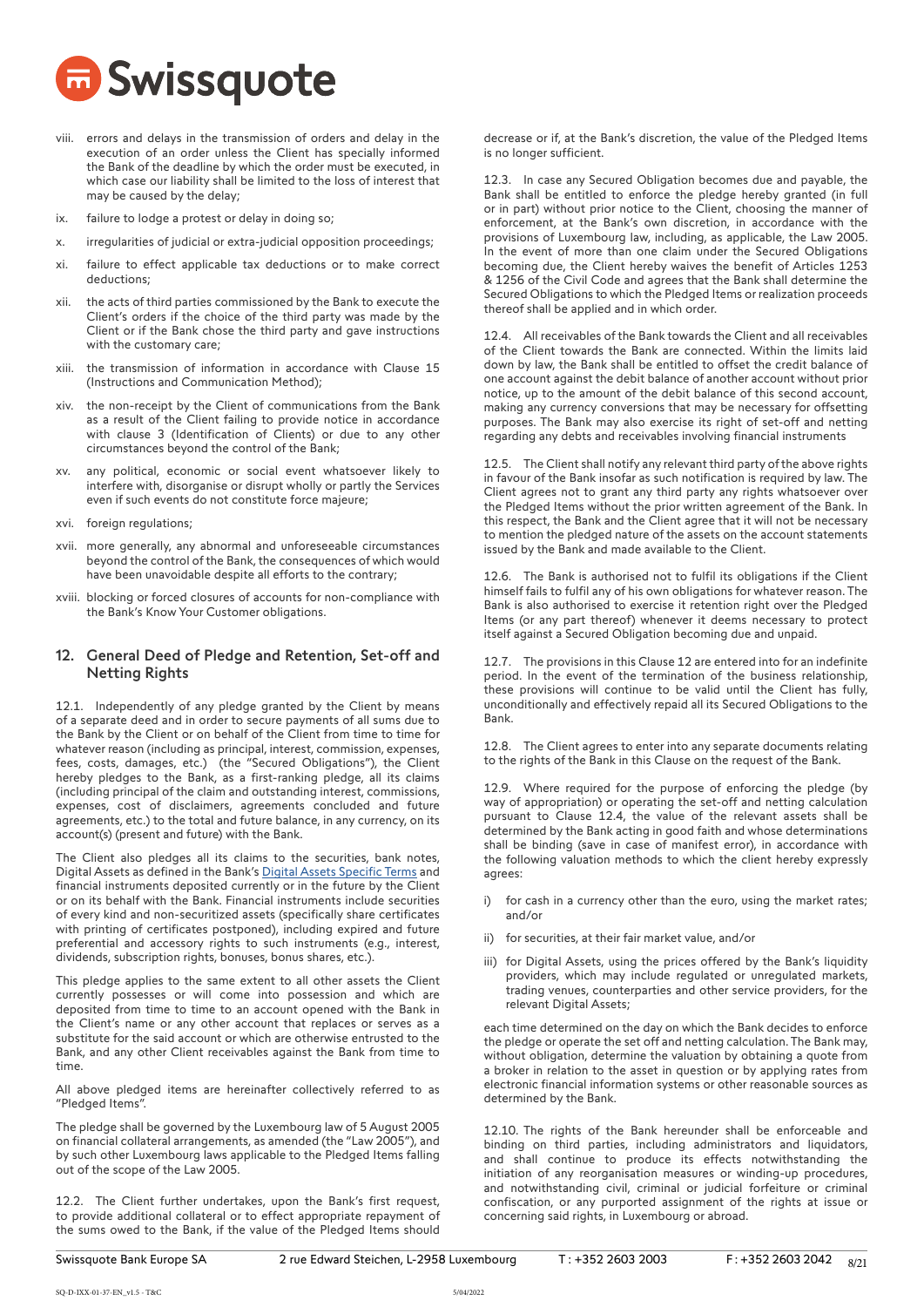viii. errors and delays in the transmission of orders and delay in the execution of an order unless the Client has specially informed the Bank of the deadline by which the order must be executed, in which case our liability shall be limited to the loss of interest that may be caused by the delay;

ix. failure to lodge a protest or delay in doing so;

x. irregularities of judicial or extra-judicial opposition proceedings;

xi. failure to effect applicable tax deductions or to make correct deductions;

xii. the acts of third parties commissioned by the Bank to execute the Client's orders if the choice of the third party was made by the Client or if the Bank chose the third party and gave instructions with the customary care;

xiii. the transmission of information in accordance with Clause 15 (Instructions and Communication Method);

xiv. the non-receipt by the Client of communications from the Bank as a result of the Client failing to provide notice in accordance with clause 3 (Identification of Clients) or due to any other circumstances beyond the control of the Bank;

xv. any political, economic or social event whatsoever likely to interfere with, disorganise or disrupt wholly or partly the Services even if such events do not constitute force majeure;

xvi. foreign regulations;

xvii. more generally, any abnormal and unforeseeable circumstances beyond the control of the Bank, the consequences of which would have been unavoidable despite all efforts to the contrary;

xviii. blocking or forced closures of accounts for non-compliance with the Bank's Know Your Customer obligations.

## 12. General Deed of Pledge and Retention, Set-off and Netting Rights

12.1. Independently of any pledge granted by the Client by means of a separate deed and in order to secure payments of all sums due to the Bank by the Client or on behalf of the Client from time to time for whatever reason (including as principal, interest, commission, expenses, fees, costs, damages, etc.) (the "Secured Obligations"), the Client hereby pledges to the Bank, as a first-ranking pledge, all its claims (including principal of the claim and outstanding interest, commissions, expenses, cost of disclaimers, agreements concluded and future agreements, etc.) to the total and future balance, in any currency, on its account(s) (present and future) with the Bank.

The Client also pledges all its claims to the securities, bank notes, Digital Assets as defined in the Bank's Digital Assets Specific Terms and financial instruments deposited currently or in the future by the Client or on its behalf with the Bank. Financial instruments include securities of every kind and non-securitized assets (specifically share certificates with printing of certificates postponed), including expired and future preferential and accessory rights to such instruments (e.g., interest, dividends, subscription rights, bonuses, bonus shares, etc.).

This pledge applies to the same extent to all other assets the Client currently possesses or will come into possession and which are deposited from time to time to an account opened with the Bank in the Client's name or any other account that replaces or serves as a substitute for the said account or which are otherwise entrusted to the Bank, and any other Client receivables against the Bank from time to time.

All above pledged items are hereinafter collectively referred to as "Pledged Items".

The pledge shall be governed by the Luxembourg law of 5 August 2005 on financial collateral arrangements, as amended (the "Law 2005"), and by such other Luxembourg laws applicable to the Pledged Items falling out of the scope of the Law 2005.

12.2. The Client further undertakes, upon the Bank's first request, to provide additional collateral or to effect appropriate repayment of the sums owed to the Bank, if the value of the Pledged Items should decrease or if, at the Bank's discretion, the value of the Pledged Items is no longer sufficient.

12.3. In case any Secured Obligation becomes due and payable, the Bank shall be entitled to enforce the pledge hereby granted (in full or in part) without prior notice to the Client, choosing the manner of enforcement, at the Bank's own discretion, in accordance with the provisions of Luxembourg law, including, as applicable, the Law 2005. In the event of more than one claim under the Secured Obligations becoming due, the Client hereby waives the benefit of Articles 1253 & 1256 of the Civil Code and agrees that the Bank shall determine the Secured Obligations to which the Pledged Items or realization proceeds thereof shall be applied and in which order.

12.4. All receivables of the Bank towards the Client and all receivables of the Client towards the Bank are connected. Within the limits laid down by law, the Bank shall be entitled to offset the credit balance of one account against the debit balance of another account without prior notice, up to the amount of the debit balance of this second account, making any currency conversions that may be necessary for offsetting purposes. The Bank may also exercise its right of set-off and netting regarding any debts and receivables involving financial instruments

12.5. The Client shall notify any relevant third party of the above rights in favour of the Bank insofar as such notification is required by law. The Client agrees not to grant any third party any rights whatsoever over the Pledged Items without the prior written agreement of the Bank. In this respect, the Bank and the Client agree that it will not be necessary to mention the pledged nature of the assets on the account statements issued by the Bank and made available to the Client.

12.6. The Bank is authorised not to fulfil its obligations if the Client himself fails to fulfil any of his own obligations for whatever reason. The Bank is also authorised to exercise it retention right over the Pledged Items (or any part thereof) whenever it deems necessary to protect itself against a Secured Obligation becoming due and unpaid.

12.7. The provisions in this Clause 12 are entered into for an indefinite period. In the event of the termination of the business relationship, these provisions will continue to be valid until the Client has fully, unconditionally and effectively repaid all its Secured Obligations to the Bank.

12.8. The Client agrees to enter into any separate documents relating to the rights of the Bank in this Clause on the request of the Bank.

12.9. Where required for the purpose of enforcing the pledge (by way of appropriation) or operating the set-off and netting calculation pursuant to Clause 12.4, the value of the relevant assets shall be determined by the Bank acting in good faith and whose determinations shall be binding (save in case of manifest error), in accordance with the following valuation methods to which the client hereby expressly agrees:

i) for cash in a currency other than the euro, using the market rates; and/or

ii) for securities, at their fair market value, and/or

iii) for Digital Assets, using the prices offered by the Bank's liquidity providers, which may include regulated or unregulated markets, trading venues, counterparties and other service providers, for the relevant Digital Assets;

each time determined on the day on which the Bank decides to enforce the pledge or operate the set off and netting calculation. The Bank may, without obligation, determine the valuation by obtaining a quote from a broker in relation to the asset in question or by applying rates from electronic financial information systems or other reasonable sources as determined by the Bank.

12.10. The rights of the Bank hereunder shall be enforceable and binding on third parties, including administrators and liquidators, and shall continue to produce its effects notwithstanding the initiation of any reorganisation measures or winding-up procedures, and notwithstanding civil, criminal or judicial forfeiture or criminal confiscation, or any purported assignment of the rights at issue or concerning said rights, in Luxembourg or abroad.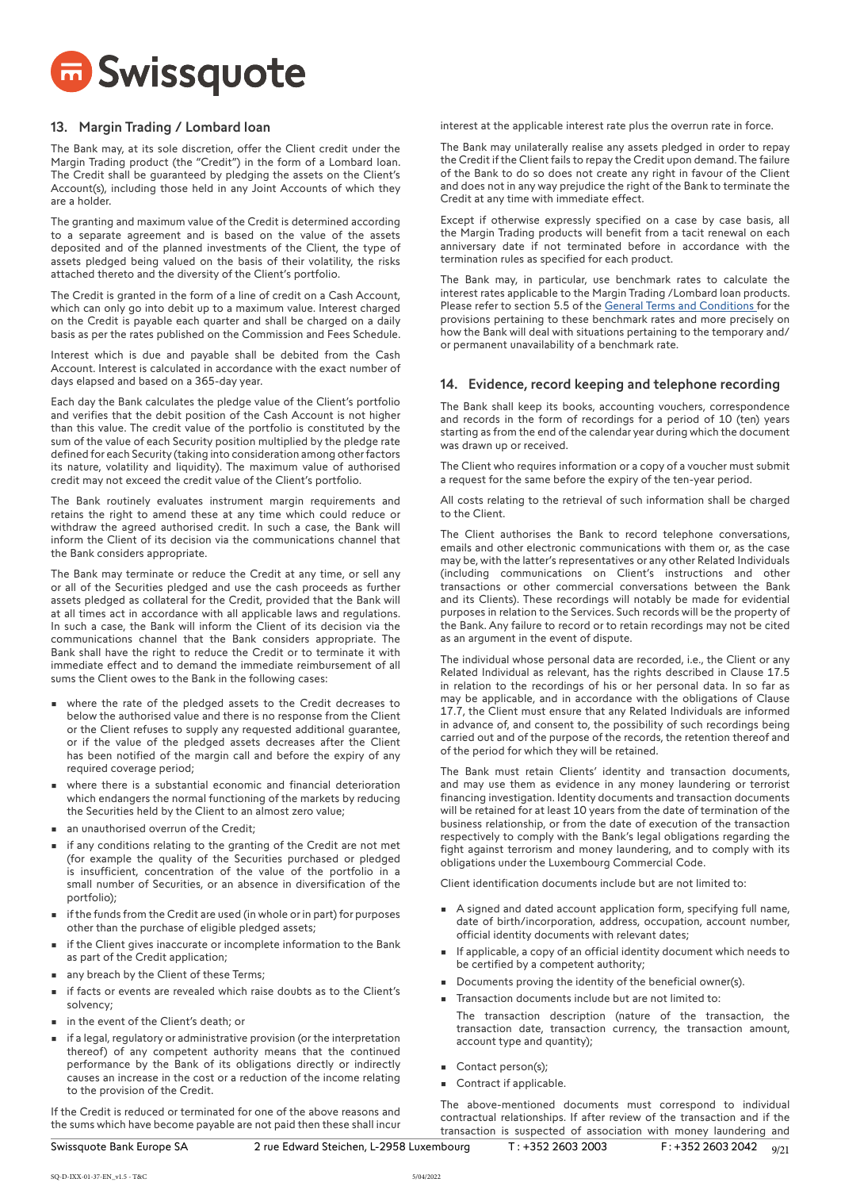## 13. Margin Trading / Lombard loan

The Bank may, at its sole discretion, offer the Client credit under the Margin Trading product (the "Credit") in the form of a Lombard loan. The Credit shall be guaranteed by pledging the assets on the Client's Account(s), including those held in any Joint Accounts of which they are a holder.

The granting and maximum value of the Credit is determined according to a separate agreement and is based on the value of the assets deposited and of the planned investments of the Client, the type of assets pledged being valued on the basis of their volatility, the risks attached thereto and the diversity of the Client's portfolio.

The Credit is granted in the form of a line of credit on a Cash Account, which can only go into debit up to a maximum value. Interest charged on the Credit is payable each quarter and shall be charged on a daily basis as per the rates published on the Commission and Fees Schedule.

Interest which is due and payable shall be debited from the Cash Account. Interest is calculated in accordance with the exact number of days elapsed and based on a 365-day year.

Each day the Bank calculates the pledge value of the Client's portfolio and verifies that the debit position of the Cash Account is not higher than this value. The credit value of the portfolio is constituted by the sum of the value of each Security position multiplied by the pledge rate defined for each Security (taking into consideration among other factors its nature, volatility and liquidity). The maximum value of authorised credit may not exceed the credit value of the Client's portfolio.

The Bank routinely evaluates instrument margin requirements and retains the right to amend these at any time which could reduce or withdraw the agreed authorised credit. In such a case, the Bank will inform the Client of its decision via the communications channel that the Bank considers appropriate.

The Bank may terminate or reduce the Credit at any time, or sell any or all of the Securities pledged and use the cash proceeds as further assets pledged as collateral for the Credit, provided that the Bank will at all times act in accordance with all applicable laws and regulations. In such a case, the Bank will inform the Client of its decision via the communications channel that the Bank considers appropriate. The Bank shall have the right to reduce the Credit or to terminate it with immediate effect and to demand the immediate reimbursement of all sums the Client owes to the Bank in the following cases:

- where the rate of the pledged assets to the Credit decreases to below the authorised value and there is no response from the Client or the Client refuses to supply any requested additional guarantee, or if the value of the pledged assets decreases after the Client has been notified of the margin call and before the expiry of any required coverage period;
- where there is a substantial economic and financial deterioration which endangers the normal functioning of the markets by reducing the Securities held by the Client to an almost zero value;
- an unauthorised overrun of the Credit;
- if any conditions relating to the granting of the Credit are not met (for example the quality of the Securities purchased or pledged is insufficient, concentration of the value of the portfolio in a small number of Securities, or an absence in diversification of the portfolio);
- if the funds from the Credit are used (in whole or in part) for purposes other than the purchase of eligible pledged assets;
- if the Client gives inaccurate or incomplete information to the Bank as part of the Credit application;
- any breach by the Client of these Terms;
- if facts or events are revealed which raise doubts as to the Client's solvency;
- in the event of the Client's death; or
- if a legal, regulatory or administrative provision (or the interpretation thereof) of any competent authority means that the continued performance by the Bank of its obligations directly or indirectly causes an increase in the cost or a reduction of the income relating to the provision of the Credit.

If the Credit is reduced or terminated for one of the above reasons and the sums which have become payable are not paid then these shall incur interest at the applicable interest rate plus the overrun rate in force.

The Bank may unilaterally realise any assets pledged in order to repay the Credit if the Client fails to repay the Credit upon demand. The failure of the Bank to do so does not create any right in favour of the Client and does not in any way prejudice the right of the Bank to terminate the Credit at any time with immediate effect.

Except if otherwise expressly specified on a case by case basis, all the Margin Trading products will benefit from a tacit renewal on each anniversary date if not terminated before in accordance with the termination rules as specified for each product.

The Bank may, in particular, use benchmark rates to calculate the interest rates applicable to the Margin Trading /Lombard loan products. Please refer to section 5.5 of the General Terms and Conditions for the provisions pertaining to these benchmark rates and more precisely on how the Bank will deal with situations pertaining to the temporary and/ or permanent unavailability of a benchmark rate.

## 14. Evidence, record keeping and telephone recording

The Bank shall keep its books, accounting vouchers, correspondence and records in the form of recordings for a period of 10 (ten) years starting as from the end of the calendar year during which the document was drawn up or received.

The Client who requires information or a copy of a voucher must submit a request for the same before the expiry of the ten-year period.

All costs relating to the retrieval of such information shall be charged to the Client.

The Client authorises the Bank to record telephone conversations, emails and other electronic communications with them or, as the case may be, with the latter's representatives or any other Related Individuals (including communications on Client's instructions and other transactions or other commercial conversations between the Bank and its Clients). These recordings will notably be made for evidential purposes in relation to the Services. Such records will be the property of the Bank. Any failure to record or to retain recordings may not be cited as an argument in the event of dispute.

The individual whose personal data are recorded, i.e., the Client or any Related Individual as relevant, has the rights described in Clause 17.5 in relation to the recordings of his or her personal data. In so far as may be applicable, and in accordance with the obligations of Clause 17.7, the Client must ensure that any Related Individuals are informed in advance of, and consent to, the possibility of such recordings being carried out and of the purpose of the records, the retention thereof and of the period for which they will be retained.

The Bank must retain Clients' identity and transaction documents, and may use them as evidence in any money laundering or terrorist financing investigation. Identity documents and transaction documents will be retained for at least 10 years from the date of termination of the business relationship, or from the date of execution of the transaction respectively to comply with the Bank's legal obligations regarding the fight against terrorism and money laundering, and to comply with its obligations under the Luxembourg Commercial Code.

Client identification documents include but are not limited to:

- A signed and dated account application form, specifying full name, date of birth/incorporation, address, occupation, account number, official identity documents with relevant dates;
- If applicable, a copy of an official identity document which needs to be certified by a competent authority;
- Documents proving the identity of the beneficial owner(s).
- Transaction documents include but are not limited to:

  The transaction description (nature of the transaction, the transaction date, transaction currency, the transaction amount, account type and quantity);

- Contact person(s);
- Contract if applicable.

The above-mentioned documents must correspond to individual contractual relationships. If after review of the transaction and if the transaction is suspected of association with money laundering and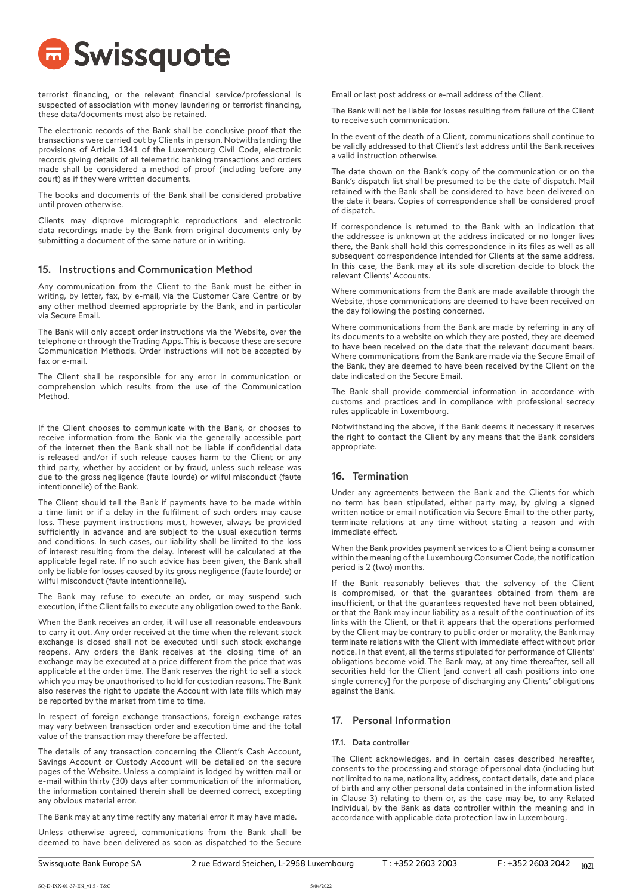terrorist financing, or the relevant financial service/professional is suspected of association with money laundering or terrorist financing, these data/documents must also be retained.

The electronic records of the Bank shall be conclusive proof that the transactions were carried out by Clients in person. Notwithstanding the provisions of Article 1341 of the Luxembourg Civil Code, electronic records giving details of all telemetric banking transactions and orders made shall be considered a method of proof (including before any court) as if they were written documents.

The books and documents of the Bank shall be considered probative until proven otherwise.

Clients may disprove micrographic reproductions and electronic data recordings made by the Bank from original documents only by submitting a document of the same nature or in writing.

## 15. Instructions and Communication Method

Any communication from the Client to the Bank must be either in writing, by letter, fax, by e-mail, via the Customer Care Centre or by any other method deemed appropriate by the Bank, and in particular via Secure Email.

The Bank will only accept order instructions via the Website, over the telephone or through the Trading Apps. This is because these are secure Communication Methods. Order instructions will not be accepted by fax or e-mail.

The Client shall be responsible for any error in communication or comprehension which results from the use of the Communication Method.

If the Client chooses to communicate with the Bank, or chooses to receive information from the Bank via the generally accessible part of the internet then the Bank shall not be liable if confidential data is released and/or if such release causes harm to the Client or any third party, whether by accident or by fraud, unless such release was due to the gross negligence (faute lourde) or wilful misconduct (faute intentionnelle) of the Bank.

The Client should tell the Bank if payments have to be made within a time limit or if a delay in the fulfilment of such orders may cause loss. These payment instructions must, however, always be provided sufficiently in advance and are subject to the usual execution terms and conditions. In such cases, our liability shall be limited to the loss of interest resulting from the delay. Interest will be calculated at the applicable legal rate. If no such advice has been given, the Bank shall only be liable for losses caused by its gross negligence (faute lourde) or wilful misconduct (faute intentionnelle).

The Bank may refuse to execute an order, or may suspend such execution, if the Client fails to execute any obligation owed to the Bank.

When the Bank receives an order, it will use all reasonable endeavours to carry it out. Any order received at the time when the relevant stock exchange is closed shall not be executed until such stock exchange reopens. Any orders the Bank receives at the closing time of an exchange may be executed at a price different from the price that was applicable at the order time. The Bank reserves the right to sell a stock which you may be unauthorised to hold for custodian reasons. The Bank also reserves the right to update the Account with late fills which may be reported by the market from time to time.

In respect of foreign exchange transactions, foreign exchange rates may vary between transaction order and execution time and the total value of the transaction may therefore be affected.

The details of any transaction concerning the Client's Cash Account, Savings Account or Custody Account will be detailed on the secure pages of the Website. Unless a complaint is lodged by written mail or e-mail within thirty (30) days after communication of the information, the information contained therein shall be deemed correct, excepting any obvious material error.

The Bank may at any time rectify any material error it may have made.

Unless otherwise agreed, communications from the Bank shall be deemed to have been delivered as soon as dispatched to the Secure Email or last post address or e-mail address of the Client.

The Bank will not be liable for losses resulting from failure of the Client to receive such communication.

In the event of the death of a Client, communications shall continue to be validly addressed to that Client's last address until the Bank receives a valid instruction otherwise.

The date shown on the Bank's copy of the communication or on the Bank's dispatch list shall be presumed to be the date of dispatch. Mail retained with the Bank shall be considered to have been delivered on the date it bears. Copies of correspondence shall be considered proof of dispatch.

If correspondence is returned to the Bank with an indication that the addressee is unknown at the address indicated or no longer lives there, the Bank shall hold this correspondence in its files as well as all subsequent correspondence intended for Clients at the same address. In this case, the Bank may at its sole discretion decide to block the relevant Clients' Accounts.

Where communications from the Bank are made available through the Website, those communications are deemed to have been received on the day following the posting concerned.

Where communications from the Bank are made by referring in any of its documents to a website on which they are posted, they are deemed to have been received on the date that the relevant document bears. Where communications from the Bank are made via the Secure Email of the Bank, they are deemed to have been received by the Client on the date indicated on the Secure Email.

The Bank shall provide commercial information in accordance with customs and practices and in compliance with professional secrecy rules applicable in Luxembourg.

Notwithstanding the above, if the Bank deems it necessary it reserves the right to contact the Client by any means that the Bank considers appropriate.

## 16. Termination

Under any agreements between the Bank and the Clients for which no term has been stipulated, either party may, by giving a signed written notice or email notification via Secure Email to the other party, terminate relations at any time without stating a reason and with immediate effect.

When the Bank provides payment services to a Client being a consumer within the meaning of the Luxembourg Consumer Code, the notification period is 2 (two) months.

If the Bank reasonably believes that the solvency of the Client is compromised, or that the guarantees obtained from them are insufficient, or that the guarantees requested have not been obtained, or that the Bank may incur liability as a result of the continuation of its links with the Client, or that it appears that the operations performed by the Client may be contrary to public order or morality, the Bank may terminate relations with the Client with immediate effect without prior notice. In that event, all the terms stipulated for performance of Clients' obligations become void. The Bank may, at any time thereafter, sell all securities held for the Client [and convert all cash positions into one single currency] for the purpose of discharging any Clients' obligations against the Bank.

## 17. Personal Information

### 17.1. Data controller

The Client acknowledges, and in certain cases described hereafter, consents to the processing and storage of personal data (including but not limited to name, nationality, address, contact details, date and place of birth and any other personal data contained in the information listed in Clause 3) relating to them or, as the case may be, to any Related Individual, by the Bank as data controller within the meaning and in accordance with applicable data protection law in Luxembourg.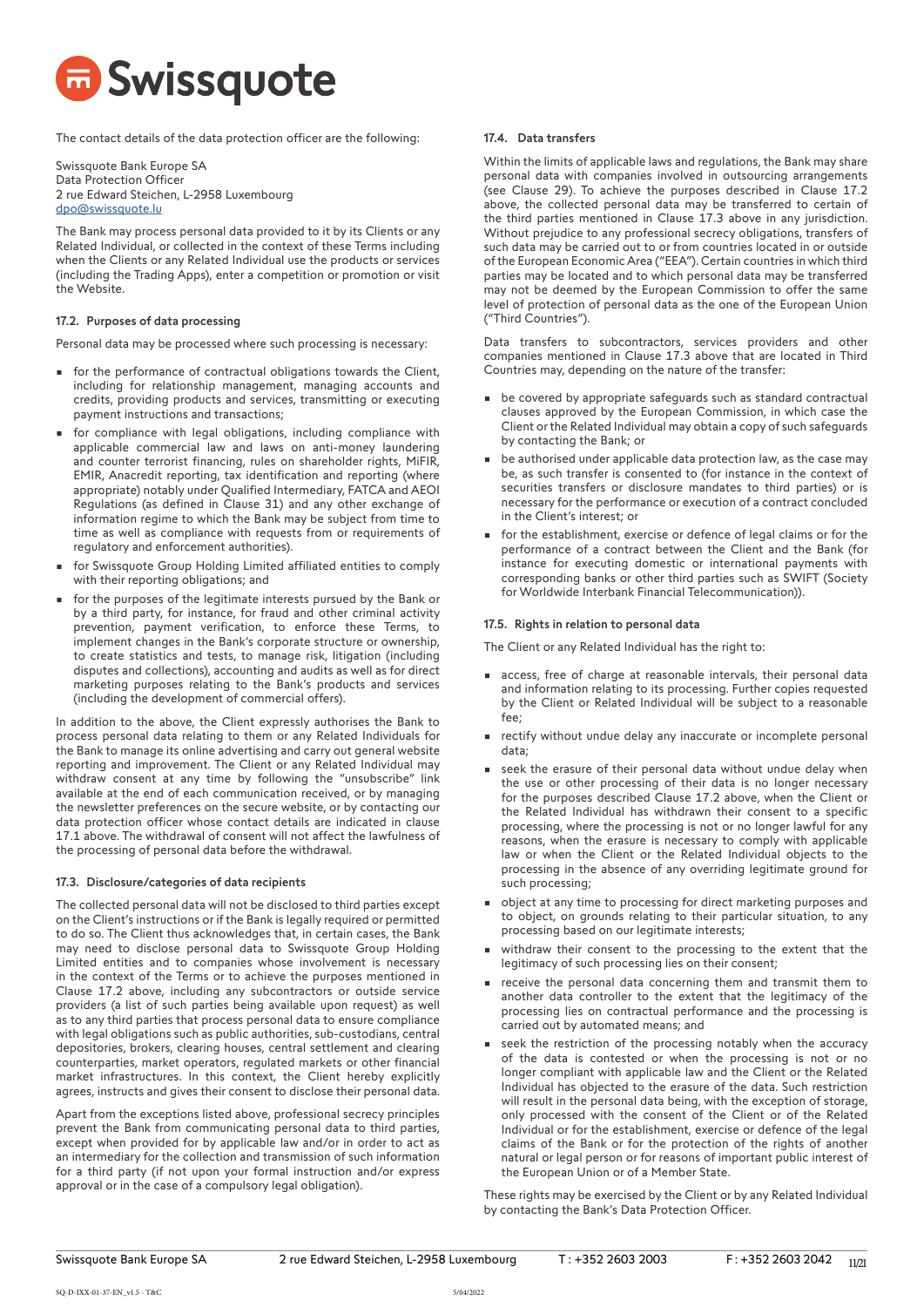The contact details of the data protection officer are the following:

Swissquote Bank Europe SA
Data Protection Officer
2 rue Edward Steichen, L-2958 Luxembourg
dpo@swissquote.lu

The Bank may process personal data provided to it by its Clients or any Related Individual, or collected in the context of these Terms including when the Clients or any Related Individual use the products or services (including the Trading Apps), enter a competition or promotion or visit the Website.

### 17.2. Purposes of data processing

Personal data may be processed where such processing is necessary:

- for the performance of contractual obligations towards the Client, including for relationship management, managing accounts and credits, providing products and services, transmitting or executing payment instructions and transactions;
- for compliance with legal obligations, including compliance with applicable commercial law and laws on anti-money laundering and counter terrorist financing, rules on shareholder rights, MiFIR, EMIR, Anacredit reporting, tax identification and reporting (where appropriate) notably under Qualified Intermediary, FATCA and AEOI Regulations (as defined in Clause 31) and any other exchange of information regime to which the Bank may be subject from time to time as well as compliance with requests from or requirements of regulatory and enforcement authorities).
- for Swissquote Group Holding Limited affiliated entities to comply with their reporting obligations; and
- for the purposes of the legitimate interests pursued by the Bank or by a third party, for instance, for fraud and other criminal activity prevention, payment verification, to enforce these Terms, to implement changes in the Bank's corporate structure or ownership, to create statistics and tests, to manage risk, litigation (including disputes and collections), accounting and audits as well as for direct marketing purposes relating to the Bank's products and services (including the development of commercial offers).

In addition to the above, the Client expressly authorises the Bank to process personal data relating to them or any Related Individuals for the Bank to manage its online advertising and carry out general website reporting and improvement. The Client or any Related Individual may withdraw consent at any time by following the "unsubscribe" link available at the end of each communication received, or by managing the newsletter preferences on the secure website, or by contacting our data protection officer whose contact details are indicated in clause 17.1 above. The withdrawal of consent will not affect the lawfulness of the processing of personal data before the withdrawal.

### 17.3. Disclosure/categories of data recipients

The collected personal data will not be disclosed to third parties except on the Client's instructions or if the Bank is legally required or permitted to do so. The Client thus acknowledges that, in certain cases, the Bank may need to disclose personal data to Swissquote Group Holding Limited entities and to companies whose involvement is necessary in the context of the Terms or to achieve the purposes mentioned in Clause 17.2 above, including any subcontractors or outside service providers (a list of such parties being available upon request) as well as to any third parties that process personal data to ensure compliance with legal obligations such as public authorities, sub-custodians, central depositories, brokers, clearing houses, central settlement and clearing counterparties, market operators, regulated markets or other financial market infrastructures. In this context, the Client hereby explicitly agrees, instructs and gives their consent to disclose their personal data.

Apart from the exceptions listed above, professional secrecy principles prevent the Bank from communicating personal data to third parties, except when provided for by applicable law and/or in order to act as an intermediary for the collection and transmission of such information for a third party (if not upon your formal instruction and/or express approval or in the case of a compulsory legal obligation).

### 17.4. Data transfers

Within the limits of applicable laws and regulations, the Bank may share personal data with companies involved in outsourcing arrangements (see Clause 29). To achieve the purposes described in Clause 17.2 above, the collected personal data may be transferred to certain of the third parties mentioned in Clause 17.3 above in any jurisdiction. Without prejudice to any professional secrecy obligations, transfers of such data may be carried out to or from countries located in or outside of the European Economic Area ("EEA"). Certain countries in which third parties may be located and to which personal data may be transferred may not be deemed by the European Commission to offer the same level of protection of personal data as the one of the European Union ("Third Countries").

Data transfers to subcontractors, services providers and other companies mentioned in Clause 17.3 above that are located in Third Countries may, depending on the nature of the transfer:

- be covered by appropriate safeguards such as standard contractual clauses approved by the European Commission, in which case the Client or the Related Individual may obtain a copy of such safeguards by contacting the Bank; or
- be authorised under applicable data protection law, as the case may be, as such transfer is consented to (for instance in the context of securities transfers or disclosure mandates to third parties) or is necessary for the performance or execution of a contract concluded in the Client's interest; or
- for the establishment, exercise or defence of legal claims or for the performance of a contract between the Client and the Bank (for instance for executing domestic or international payments with corresponding banks or other third parties such as SWIFT (Society for Worldwide Interbank Financial Telecommunication)).

### 17.5. Rights in relation to personal data

The Client or any Related Individual has the right to:

- access, free of charge at reasonable intervals, their personal data and information relating to its processing. Further copies requested by the Client or Related Individual will be subject to a reasonable fee;
- rectify without undue delay any inaccurate or incomplete personal data;
- seek the erasure of their personal data without undue delay when the use or other processing of their data is no longer necessary for the purposes described Clause 17.2 above, when the Client or the Related Individual has withdrawn their consent to a specific processing, where the processing is not or no longer lawful for any reasons, when the erasure is necessary to comply with applicable law or when the Client or the Related Individual objects to the processing in the absence of any overriding legitimate ground for such processing;
- object at any time to processing for direct marketing purposes and to object, on grounds relating to their particular situation, to any processing based on our legitimate interests;
- withdraw their consent to the processing to the extent that the legitimacy of such processing lies on their consent;
- receive the personal data concerning them and transmit them to another data controller to the extent that the legitimacy of the processing lies on contractual performance and the processing is carried out by automated means; and
- seek the restriction of the processing notably when the accuracy of the data is contested or when the processing is not or no longer compliant with applicable law and the Client or the Related Individual has objected to the erasure of the data. Such restriction will result in the personal data being, with the exception of storage, only processed with the consent of the Client or of the Related Individual or for the establishment, exercise or defence of the legal claims of the Bank or for the protection of the rights of another natural or legal person or for reasons of important public interest of the European Union or of a Member State.

These rights may be exercised by the Client or by any Related Individual by contacting the Bank's Data Protection Officer.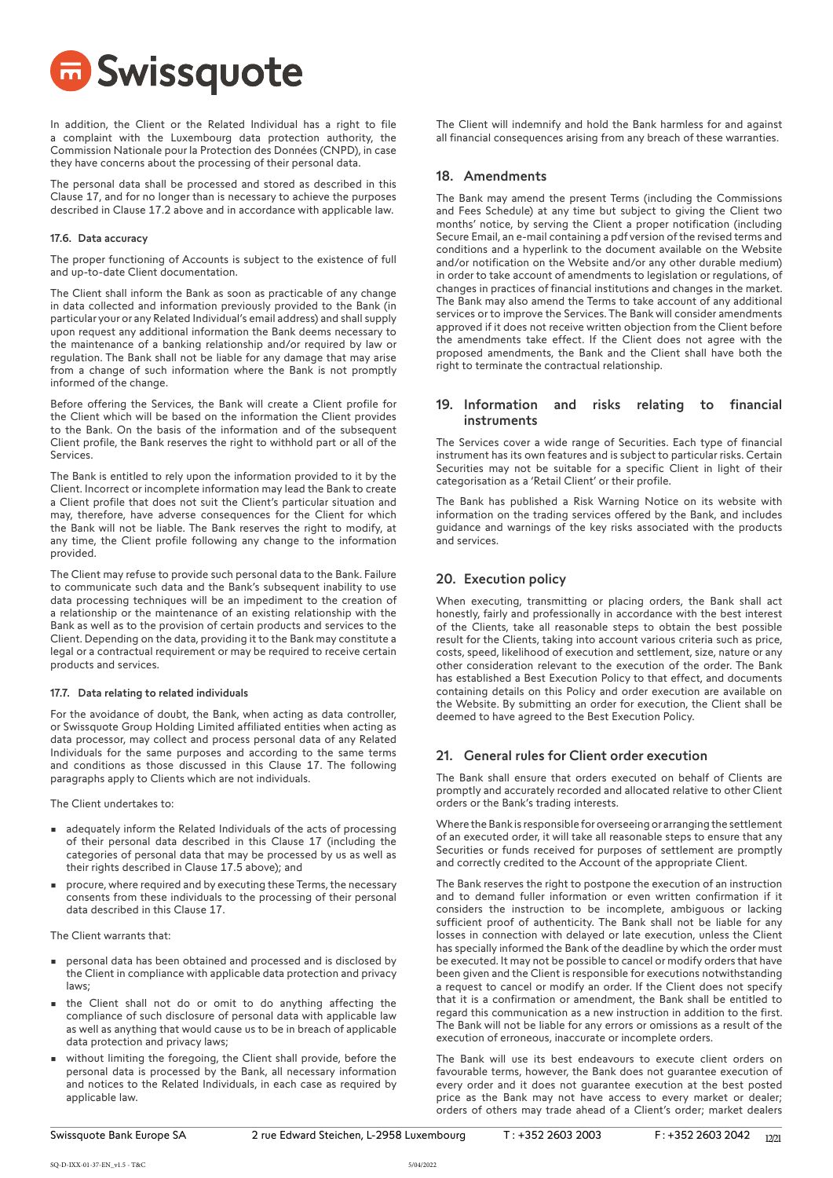In addition, the Client or the Related Individual has a right to file a complaint with the Luxembourg data protection authority, the Commission Nationale pour la Protection des Données (CNPD), in case they have concerns about the processing of their personal data.

The personal data shall be processed and stored as described in this Clause 17, and for no longer than is necessary to achieve the purposes described in Clause 17.2 above and in accordance with applicable law.

#### 17.6. Data accuracy

The proper functioning of Accounts is subject to the existence of full and up-to-date Client documentation.

The Client shall inform the Bank as soon as practicable of any change in data collected and information previously provided to the Bank (in particular your or any Related Individual's email address) and shall supply upon request any additional information the Bank deems necessary to the maintenance of a banking relationship and/or required by law or regulation. The Bank shall not be liable for any damage that may arise from a change of such information where the Bank is not promptly informed of the change.

Before offering the Services, the Bank will create a Client profile for the Client which will be based on the information the Client provides to the Bank. On the basis of the information and of the subsequent Client profile, the Bank reserves the right to withhold part or all of the Services.

The Bank is entitled to rely upon the information provided to it by the Client. Incorrect or incomplete information may lead the Bank to create a Client profile that does not suit the Client's particular situation and may, therefore, have adverse consequences for the Client for which the Bank will not be liable. The Bank reserves the right to modify, at any time, the Client profile following any change to the information provided.

The Client may refuse to provide such personal data to the Bank. Failure to communicate such data and the Bank's subsequent inability to use data processing techniques will be an impediment to the creation of a relationship or the maintenance of an existing relationship with the Bank as well as to the provision of certain products and services to the Client. Depending on the data, providing it to the Bank may constitute a legal or a contractual requirement or may be required to receive certain products and services.

#### 17.7. Data relating to related individuals

For the avoidance of doubt, the Bank, when acting as data controller, or Swissquote Group Holding Limited affiliated entities when acting as data processor, may collect and process personal data of any Related Individuals for the same purposes and according to the same terms and conditions as those discussed in this Clause 17. The following paragraphs apply to Clients which are not individuals.

The Client undertakes to:

- adequately inform the Related Individuals of the acts of processing of their personal data described in this Clause 17 (including the categories of personal data that may be processed by us as well as their rights described in Clause 17.5 above); and
- procure, where required and by executing these Terms, the necessary consents from these individuals to the processing of their personal data described in this Clause 17.

The Client warrants that:

- personal data has been obtained and processed and is disclosed by the Client in compliance with applicable data protection and privacy laws;
- the Client shall not do or omit to do anything affecting the compliance of such disclosure of personal data with applicable law as well as anything that would cause us to be in breach of applicable data protection and privacy laws;
- without limiting the foregoing, the Client shall provide, before the personal data is processed by the Bank, all necessary information and notices to the Related Individuals, in each case as required by applicable law.

The Client will indemnify and hold the Bank harmless for and against all financial consequences arising from any breach of these warranties.

## 18. Amendments

The Bank may amend the present Terms (including the Commissions and Fees Schedule) at any time but subject to giving the Client two months' notice, by serving the Client a proper notification (including Secure Email, an e-mail containing a pdf version of the revised terms and conditions and a hyperlink to the document available on the Website and/or notification on the Website and/or any other durable medium) in order to take account of amendments to legislation or regulations, of changes in practices of financial institutions and changes in the market. The Bank may also amend the Terms to take account of any additional services or to improve the Services. The Bank will consider amendments approved if it does not receive written objection from the Client before the amendments take effect. If the Client does not agree with the proposed amendments, the Bank and the Client shall have both the right to terminate the contractual relationship.

## 19. Information and risks relating to financial instruments

The Services cover a wide range of Securities. Each type of financial instrument has its own features and is subject to particular risks. Certain Securities may not be suitable for a specific Client in light of their categorisation as a 'Retail Client' or their profile.

The Bank has published a Risk Warning Notice on its website with information on the trading services offered by the Bank, and includes guidance and warnings of the key risks associated with the products and services.

## 20. Execution policy

When executing, transmitting or placing orders, the Bank shall act honestly, fairly and professionally in accordance with the best interest of the Clients, take all reasonable steps to obtain the best possible result for the Clients, taking into account various criteria such as price, costs, speed, likelihood of execution and settlement, size, nature or any other consideration relevant to the execution of the order. The Bank has established a Best Execution Policy to that effect, and documents containing details on this Policy and order execution are available on the Website. By submitting an order for execution, the Client shall be deemed to have agreed to the Best Execution Policy.

## 21. General rules for Client order execution

The Bank shall ensure that orders executed on behalf of Clients are promptly and accurately recorded and allocated relative to other Client orders or the Bank's trading interests.

Where the Bank is responsible for overseeing or arranging the settlement of an executed order, it will take all reasonable steps to ensure that any Securities or funds received for purposes of settlement are promptly and correctly credited to the Account of the appropriate Client.

The Bank reserves the right to postpone the execution of an instruction and to demand fuller information or even written confirmation if it considers the instruction to be incomplete, ambiguous or lacking sufficient proof of authenticity. The Bank shall not be liable for any losses in connection with delayed or late execution, unless the Client has specially informed the Bank of the deadline by which the order must be executed. It may not be possible to cancel or modify orders that have been given and the Client is responsible for executions notwithstanding a request to cancel or modify an order. If the Client does not specify that it is a confirmation or amendment, the Bank shall be entitled to regard this communication as a new instruction in addition to the first. The Bank will not be liable for any errors or omissions as a result of the execution of erroneous, inaccurate or incomplete orders.

The Bank will use its best endeavours to execute client orders on favourable terms, however, the Bank does not guarantee execution of every order and it does not guarantee execution at the best posted price as the Bank may not have access to every market or dealer; orders of others may trade ahead of a Client's order; market dealers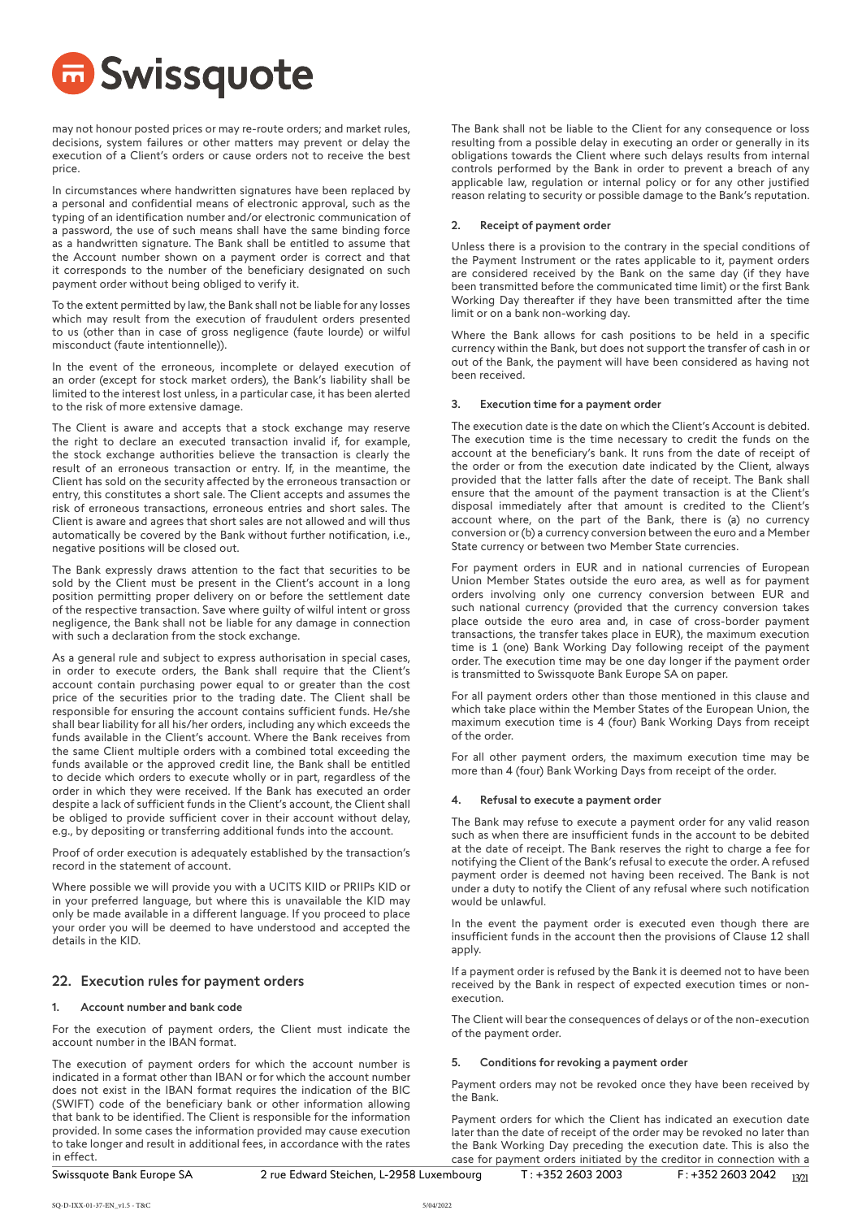may not honour posted prices or may re-route orders; and market rules, decisions, system failures or other matters may prevent or delay the execution of a Client's orders or cause orders not to receive the best price.

In circumstances where handwritten signatures have been replaced by a personal and confidential means of electronic approval, such as the typing of an identification number and/or electronic communication of a password, the use of such means shall have the same binding force as a handwritten signature. The Bank shall be entitled to assume that the Account number shown on a payment order is correct and that it corresponds to the number of the beneficiary designated on such payment order without being obliged to verify it.

To the extent permitted by law, the Bank shall not be liable for any losses which may result from the execution of fraudulent orders presented to us (other than in case of gross negligence (faute lourde) or wilful misconduct (faute intentionnelle)).

In the event of the erroneous, incomplete or delayed execution of an order (except for stock market orders), the Bank's liability shall be limited to the interest lost unless, in a particular case, it has been alerted to the risk of more extensive damage.

The Client is aware and accepts that a stock exchange may reserve the right to declare an executed transaction invalid if, for example, the stock exchange authorities believe the transaction is clearly the result of an erroneous transaction or entry. If, in the meantime, the Client has sold on the security affected by the erroneous transaction or entry, this constitutes a short sale. The Client accepts and assumes the risk of erroneous transactions, erroneous entries and short sales. The Client is aware and agrees that short sales are not allowed and will thus automatically be covered by the Bank without further notification, i.e., negative positions will be closed out.

The Bank expressly draws attention to the fact that securities to be sold by the Client must be present in the Client's account in a long position permitting proper delivery on or before the settlement date of the respective transaction. Save where guilty of wilful intent or gross negligence, the Bank shall not be liable for any damage in connection with such a declaration from the stock exchange.

As a general rule and subject to express authorisation in special cases, in order to execute orders, the Bank shall require that the Client's account contain purchasing power equal to or greater than the cost price of the securities prior to the trading date. The Client shall be responsible for ensuring the account contains sufficient funds. He/she shall bear liability for all his/her orders, including any which exceeds the funds available in the Client's account. Where the Bank receives from the same Client multiple orders with a combined total exceeding the funds available or the approved credit line, the Bank shall be entitled to decide which orders to execute wholly or in part, regardless of the order in which they were received. If the Bank has executed an order despite a lack of sufficient funds in the Client's account, the Client shall be obliged to provide sufficient cover in their account without delay, e.g., by depositing or transferring additional funds into the account.

Proof of order execution is adequately established by the transaction's record in the statement of account.

Where possible we will provide you with a UCITS KIID or PRIIPs KID or in your preferred language, but where this is unavailable the KID may only be made available in a different language. If you proceed to place your order you will be deemed to have understood and accepted the details in the KID.

## 22. Execution rules for payment orders

### 1. Account number and bank code

For the execution of payment orders, the Client must indicate the account number in the IBAN format.

The execution of payment orders for which the account number is indicated in a format other than IBAN or for which the account number does not exist in the IBAN format requires the indication of the BIC (SWIFT) code of the beneficiary bank or other information allowing that bank to be identified. The Client is responsible for the information provided. In some cases the information provided may cause execution to take longer and result in additional fees, in accordance with the rates in effect.

The Bank shall not be liable to the Client for any consequence or loss resulting from a possible delay in executing an order or generally in its obligations towards the Client where such delays results from internal controls performed by the Bank in order to prevent a breach of any applicable law, regulation or internal policy or for any other justified reason relating to security or possible damage to the Bank's reputation.

### 2. Receipt of payment order

Unless there is a provision to the contrary in the special conditions of the Payment Instrument or the rates applicable to it, payment orders are considered received by the Bank on the same day (if they have been transmitted before the communicated time limit) or the first Bank Working Day thereafter if they have been transmitted after the time limit or on a bank non-working day.

Where the Bank allows for cash positions to be held in a specific currency within the Bank, but does not support the transfer of cash in or out of the Bank, the payment will have been considered as having not been received.

### 3. Execution time for a payment order

The execution date is the date on which the Client's Account is debited. The execution time is the time necessary to credit the funds on the account at the beneficiary's bank. It runs from the date of receipt of the order or from the execution date indicated by the Client, always provided that the latter falls after the date of receipt. The Bank shall ensure that the amount of the payment transaction is at the Client's disposal immediately after that amount is credited to the Client's account where, on the part of the Bank, there is (a) no currency conversion or (b) a currency conversion between the euro and a Member State currency or between two Member State currencies.

For payment orders in EUR and in national currencies of European Union Member States outside the euro area, as well as for payment orders involving only one currency conversion between EUR and such national currency (provided that the currency conversion takes place outside the euro area and, in case of cross-border payment transactions, the transfer takes place in EUR), the maximum execution time is 1 (one) Bank Working Day following receipt of the payment order. The execution time may be one day longer if the payment order is transmitted to Swissquote Bank Europe SA on paper.

For all payment orders other than those mentioned in this clause and which take place within the Member States of the European Union, the maximum execution time is 4 (four) Bank Working Days from receipt of the order.

For all other payment orders, the maximum execution time may be more than 4 (four) Bank Working Days from receipt of the order.

### 4. Refusal to execute a payment order

The Bank may refuse to execute a payment order for any valid reason such as when there are insufficient funds in the account to be debited at the date of receipt. The Bank reserves the right to charge a fee for notifying the Client of the Bank's refusal to execute the order. A refused payment order is deemed not having been received. The Bank is not under a duty to notify the Client of any refusal where such notification would be unlawful.

In the event the payment order is executed even though there are insufficient funds in the account then the provisions of Clause 12 shall apply.

If a payment order is refused by the Bank it is deemed not to have been received by the Bank in respect of expected execution times or non-execution.

The Client will bear the consequences of delays or of the non-execution of the payment order.

### 5. Conditions for revoking a payment order

Payment orders may not be revoked once they have been received by the Bank.

Payment orders for which the Client has indicated an execution date later than the date of receipt of the order may be revoked no later than the Bank Working Day preceding the execution date. This is also the case for payment orders initiated by the creditor in connection with a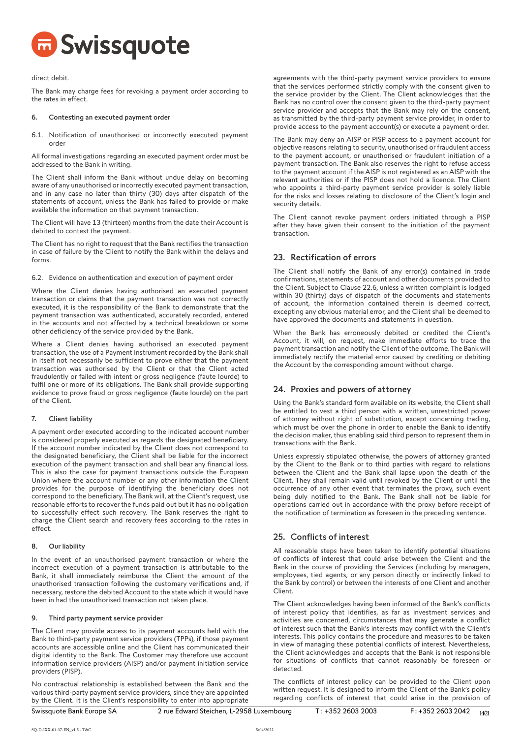direct debit.

The Bank may charge fees for revoking a payment order according to the rates in effect.

### 6. Contesting an executed payment order

6.1. Notification of unauthorised or incorrectly executed payment order

All formal investigations regarding an executed payment order must be addressed to the Bank in writing.

The Client shall inform the Bank without undue delay on becoming aware of any unauthorised or incorrectly executed payment transaction, and in any case no later than thirty (30) days after dispatch of the statements of account, unless the Bank has failed to provide or make available the information on that payment transaction.

The Client will have 13 (thirteen) months from the date their Account is debited to contest the payment.

The Client has no right to request that the Bank rectifies the transaction in case of failure by the Client to notify the Bank within the delays and forms.

6.2. Evidence on authentication and execution of payment order

Where the Client denies having authorised an executed payment transaction or claims that the payment transaction was not correctly executed, it is the responsibility of the Bank to demonstrate that the payment transaction was authenticated, accurately recorded, entered in the accounts and not affected by a technical breakdown or some other deficiency of the service provided by the Bank.

Where a Client denies having authorised an executed payment transaction, the use of a Payment Instrument recorded by the Bank shall in itself not necessarily be sufficient to prove either that the payment transaction was authorised by the Client or that the Client acted fraudulently or failed with intent or gross negligence (faute lourde) to fulfil one or more of its obligations. The Bank shall provide supporting evidence to prove fraud or gross negligence (faute lourde) on the part of the Client.

### 7. Client liability

A payment order executed according to the indicated account number is considered properly executed as regards the designated beneficiary. If the account number indicated by the Client does not correspond to the designated beneficiary, the Client shall be liable for the incorrect execution of the payment transaction and shall bear any financial loss. This is also the case for payment transactions outside the European Union where the account number or any other information the Client provides for the purpose of identifying the beneficiary does not correspond to the beneficiary. The Bank will, at the Client's request, use reasonable efforts to recover the funds paid out but it has no obligation to successfully effect such recovery. The Bank reserves the right to charge the Client search and recovery fees according to the rates in effect.

### 8. Our liability

In the event of an unauthorised payment transaction or where the incorrect execution of a payment transaction is attributable to the Bank, it shall immediately reimburse the Client the amount of the unauthorised transaction following the customary verifications and, if necessary, restore the debited Account to the state which it would have been in had the unauthorised transaction not taken place.

### 9. Third party payment service provider

The Client may provide access to its payment accounts held with the Bank to third-party payment service providers (TPPs), if those payment accounts are accessible online and the Client has communicated their digital identity to the Bank. The Customer may therefore use account information service providers (AISP) and/or payment initiation service providers (PISP).

No contractual relationship is established between the Bank and the various third-party payment service providers, since they are appointed by the Client. It is the Client's responsibility to enter into appropriate agreements with the third-party payment service providers to ensure that the services performed strictly comply with the consent given to the service provider by the Client. The Client acknowledges that the Bank has no control over the consent given to the third-party payment service provider and accepts that the Bank may rely on the consent, as transmitted by the third-party payment service provider, in order to provide access to the payment account(s) or execute a payment order.

The Bank may deny an AISP or PISP access to a payment account for objective reasons relating to security, unauthorised or fraudulent access to the payment account, or unauthorised or fraudulent initiation of a payment transaction. The Bank also reserves the right to refuse access to the payment account if the AISP is not registered as an AISP with the relevant authorities or if the PISP does not hold a licence. The Client who appoints a third-party payment service provider is solely liable for the risks and losses relating to disclosure of the Client's login and security details.

The Client cannot revoke payment orders initiated through a PISP after they have given their consent to the initiation of the payment transaction.

## 23. Rectification of errors

The Client shall notify the Bank of any error(s) contained in trade confirmations, statements of account and other documents provided to the Client. Subject to Clause 22.6, unless a written complaint is lodged within 30 (thirty) days of dispatch of the documents and statements of account, the information contained therein is deemed correct, excepting any obvious material error, and the Client shall be deemed to have approved the documents and statements in question.

When the Bank has erroneously debited or credited the Client's Account, it will, on request, make immediate efforts to trace the payment transaction and notify the Client of the outcome. The Bank will immediately rectify the material error caused by crediting or debiting the Account by the corresponding amount without charge.

## 24. Proxies and powers of attorney

Using the Bank's standard form available on its website, the Client shall be entitled to vest a third person with a written, unrestricted power of attorney without right of substitution, except concerning trading, which must be over the phone in order to enable the Bank to identify the decision maker, thus enabling said third person to represent them in transactions with the Bank.

Unless expressly stipulated otherwise, the powers of attorney granted by the Client to the Bank or to third parties with regard to relations between the Client and the Bank shall lapse upon the death of the Client. They shall remain valid until revoked by the Client or until the occurrence of any other event that terminates the proxy, such event being duly notified to the Bank. The Bank shall not be liable for operations carried out in accordance with the proxy before receipt of the notification of termination as foreseen in the preceding sentence.

## 25. Conflicts of interest

All reasonable steps have been taken to identify potential situations of conflicts of interest that could arise between the Client and the Bank in the course of providing the Services (including by managers, employees, tied agents, or any person directly or indirectly linked to the Bank by control) or between the interests of one Client and another Client.

The Client acknowledges having been informed of the Bank's conflicts of interest policy that identifies, as far as investment services and activities are concerned, circumstances that may generate a conflict of interest such that the Bank's interests may conflict with the Client's interests. This policy contains the procedure and measures to be taken in view of managing these potential conflicts of interest. Nevertheless, the Client acknowledges and accepts that the Bank is not responsible for situations of conflicts that cannot reasonably be foreseen or detected.

The conflicts of interest policy can be provided to the Client upon written request. It is designed to inform the Client of the Bank's policy regarding conflicts of interest that could arise in the provision of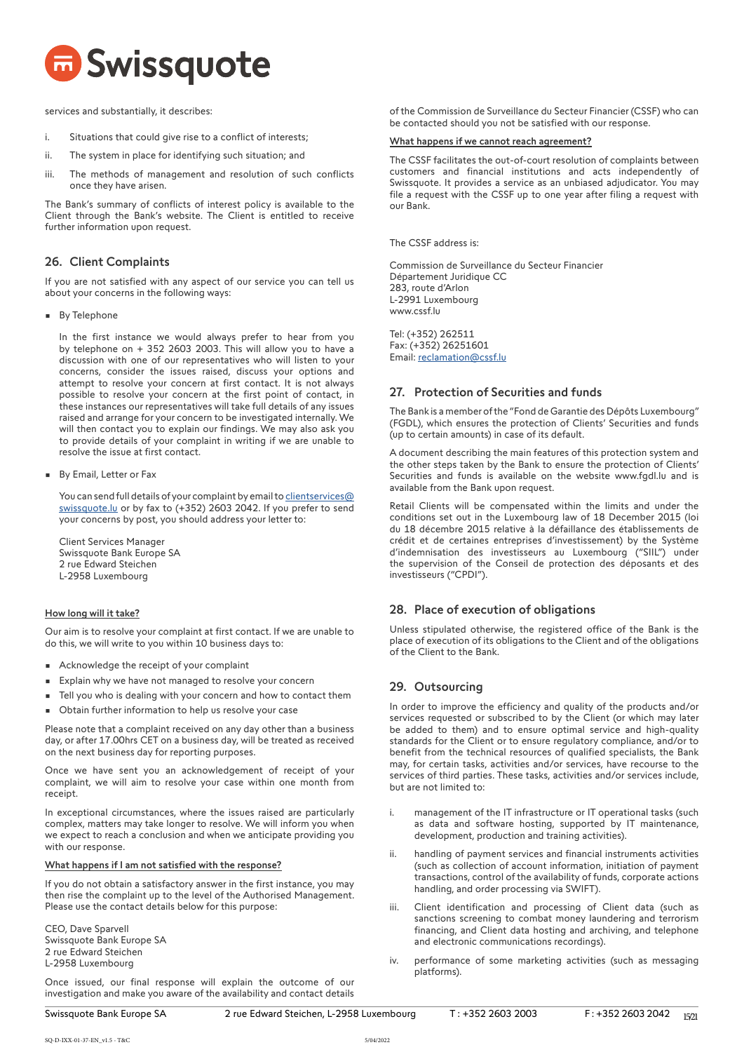services and substantially, it describes:

i. Situations that could give rise to a conflict of interests;

ii. The system in place for identifying such situation; and

iii. The methods of management and resolution of such conflicts once they have arisen.

The Bank's summary of conflicts of interest policy is available to the Client through the Bank's website. The Client is entitled to receive further information upon request.

## 26. Client Complaints

If you are not satisfied with any aspect of our service you can tell us about your concerns in the following ways:

- By Telephone

  In the first instance we would always prefer to hear from you by telephone on + 352 2603 2003. This will allow you to have a discussion with one of our representatives who will listen to your concerns, consider the issues raised, discuss your options and attempt to resolve your concern at first contact. It is not always possible to resolve your concern at the first point of contact, in these instances our representatives will take full details of any issues raised and arrange for your concern to be investigated internally. We will then contact you to explain our findings. We may also ask you to provide details of your complaint in writing if we are unable to resolve the issue at first contact.

- By Email, Letter or Fax

  You can send full details of your complaint by email to clientservices@swissquote.lu or by fax to (+352) 2603 2042. If you prefer to send your concerns by post, you should address your letter to:

  Client Services Manager
  Swissquote Bank Europe SA
  2 rue Edward Steichen
  L-2958 Luxembourg

**How long will it take?**

Our aim is to resolve your complaint at first contact. If we are unable to do this, we will write to you within 10 business days to:

- Acknowledge the receipt of your complaint
- Explain why we have not managed to resolve your concern
- Tell you who is dealing with your concern and how to contact them
- Obtain further information to help us resolve your case

Please note that a complaint received on any day other than a business day, or after 17.00hrs CET on a business day, will be treated as received on the next business day for reporting purposes.

Once we have sent you an acknowledgement of receipt of your complaint, we will aim to resolve your case within one month from receipt.

In exceptional circumstances, where the issues raised are particularly complex, matters may take longer to resolve. We will inform you when we expect to reach a conclusion and when we anticipate providing you with our response.

**What happens if I am not satisfied with the response?**

If you do not obtain a satisfactory answer in the first instance, you may then rise the complaint up to the level of the Authorised Management. Please use the contact details below for this purpose:

CEO, Dave Sparvell
Swissquote Bank Europe SA
2 rue Edward Steichen
L-2958 Luxembourg

Once issued, our final response will explain the outcome of our investigation and make you aware of the availability and contact details of the Commission de Surveillance du Secteur Financier (CSSF) who can be contacted should you not be satisfied with our response.

**What happens if we cannot reach agreement?**

The CSSF facilitates the out-of-court resolution of complaints between customers and financial institutions and acts independently of Swissquote. It provides a service as an unbiased adjudicator. You may file a request with the CSSF up to one year after filing a request with our Bank.

The CSSF address is:

Commission de Surveillance du Secteur Financier
Département Juridique CC
283, route d'Arlon
L-2991 Luxembourg
www.cssf.lu

Tel: (+352) 262511
Fax: (+352) 26251601
Email: reclamation@cssf.lu

## 27. Protection of Securities and funds

The Bank is a member of the "Fond de Garantie des Dépôts Luxembourg" (FGDL), which ensures the protection of Clients' Securities and funds (up to certain amounts) in case of its default.

A document describing the main features of this protection system and the other steps taken by the Bank to ensure the protection of Clients' Securities and funds is available on the website www.fgdl.lu and is available from the Bank upon request.

Retail Clients will be compensated within the limits and under the conditions set out in the Luxembourg law of 18 December 2015 (loi du 18 décembre 2015 relative à la défaillance des établissements de crédit et de certaines entreprises d'investissement) by the Système d'indemnisation des investisseurs au Luxembourg ("SIIL") under the supervision of the Conseil de protection des déposants et des investisseurs ("CPDI").

## 28. Place of execution of obligations

Unless stipulated otherwise, the registered office of the Bank is the place of execution of its obligations to the Client and of the obligations of the Client to the Bank.

## 29. Outsourcing

In order to improve the efficiency and quality of the products and/or services requested or subscribed to by the Client (or which may later be added to them) and to ensure optimal service and high-quality standards for the Client or to ensure regulatory compliance, and/or to benefit from the technical resources of qualified specialists, the Bank may, for certain tasks, activities and/or services, have recourse to the services of third parties. These tasks, activities and/or services include, but are not limited to:

i. management of the IT infrastructure or IT operational tasks (such as data and software hosting, supported by IT maintenance, development, production and training activities).

ii. handling of payment services and financial instruments activities (such as collection of account information, initiation of payment transactions, control of the availability of funds, corporate actions handling, and order processing via SWIFT).

iii. Client identification and processing of Client data (such as sanctions screening to combat money laundering and terrorism financing, and Client data hosting and archiving, and telephone and electronic communications recordings).

iv. performance of some marketing activities (such as messaging platforms).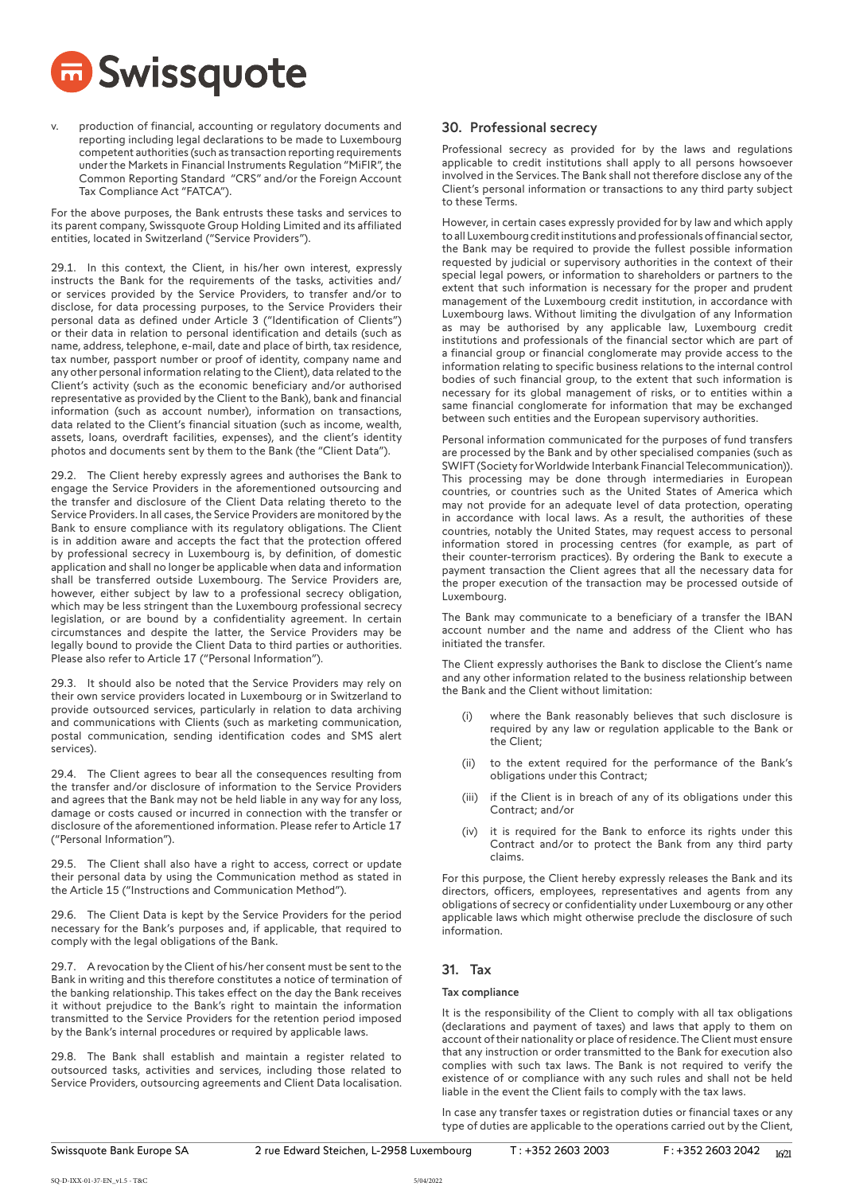v. production of financial, accounting or regulatory documents and reporting including legal declarations to be made to Luxembourg competent authorities (such as transaction reporting requirements under the Markets in Financial Instruments Regulation "MiFIR", the Common Reporting Standard "CRS" and/or the Foreign Account Tax Compliance Act "FATCA").

For the above purposes, the Bank entrusts these tasks and services to its parent company, Swissquote Group Holding Limited and its affiliated entities, located in Switzerland ("Service Providers").

29.1. In this context, the Client, in his/her own interest, expressly instructs the Bank for the requirements of the tasks, activities and/or services provided by the Service Providers, to transfer and/or to disclose, for data processing purposes, to the Service Providers their personal data as defined under Article 3 ("Identification of Clients") or their data in relation to personal identification and details (such as name, address, telephone, e-mail, date and place of birth, tax residence, tax number, passport number or proof of identity, company name and any other personal information relating to the Client), data related to the Client's activity (such as the economic beneficiary and/or authorised representative as provided by the Client to the Bank), bank and financial information (such as account number), information on transactions, data related to the Client's financial situation (such as income, wealth, assets, loans, overdraft facilities, expenses), and the client's identity photos and documents sent by them to the Bank (the "Client Data").

29.2. The Client hereby expressly agrees and authorises the Bank to engage the Service Providers in the aforementioned outsourcing and the transfer and disclosure of the Client Data relating thereto to the Service Providers. In all cases, the Service Providers are monitored by the Bank to ensure compliance with its regulatory obligations. The Client is in addition aware and accepts the fact that the protection offered by professional secrecy in Luxembourg is, by definition, of domestic application and shall no longer be applicable when data and information shall be transferred outside Luxembourg. The Service Providers are, however, either subject by law to a professional secrecy obligation, which may be less stringent than the Luxembourg professional secrecy legislation, or are bound by a confidentiality agreement. In certain circumstances and despite the latter, the Service Providers may be legally bound to provide the Client Data to third parties or authorities. Please also refer to Article 17 ("Personal Information").

29.3. It should also be noted that the Service Providers may rely on their own service providers located in Luxembourg or in Switzerland to provide outsourced services, particularly in relation to data archiving and communications with Clients (such as marketing communication, postal communication, sending identification codes and SMS alert services).

29.4. The Client agrees to bear all the consequences resulting from the transfer and/or disclosure of information to the Service Providers and agrees that the Bank may not be held liable in any way for any loss, damage or costs caused or incurred in connection with the transfer or disclosure of the aforementioned information. Please refer to Article 17 ("Personal Information").

29.5. The Client shall also have a right to access, correct or update their personal data by using the Communication method as stated in the Article 15 ("Instructions and Communication Method").

29.6. The Client Data is kept by the Service Providers for the period necessary for the Bank's purposes and, if applicable, that required to comply with the legal obligations of the Bank.

29.7. A revocation by the Client of his/her consent must be sent to the Bank in writing and this therefore constitutes a notice of termination of the banking relationship. This takes effect on the day the Bank receives it without prejudice to the Bank's right to maintain the information transmitted to the Service Providers for the retention period imposed by the Bank's internal procedures or required by applicable laws.

29.8. The Bank shall establish and maintain a register related to outsourced tasks, activities and services, including those related to Service Providers, outsourcing agreements and Client Data localisation.

## 30. Professional secrecy

Professional secrecy as provided for by the laws and regulations applicable to credit institutions shall apply to all persons howsoever involved in the Services. The Bank shall not therefore disclose any of the Client's personal information or transactions to any third party subject to these Terms.

However, in certain cases expressly provided for by law and which apply to all Luxembourg credit institutions and professionals of financial sector, the Bank may be required to provide the fullest possible information requested by judicial or supervisory authorities in the context of their special legal powers, or information to shareholders or partners to the extent that such information is necessary for the proper and prudent management of the Luxembourg credit institution, in accordance with Luxembourg laws. Without limiting the divulgation of any Information as may be authorised by any applicable law, Luxembourg credit institutions and professionals of the financial sector which are part of a financial group or financial conglomerate may provide access to the information relating to specific business relations to the internal control bodies of such financial group, to the extent that such information is necessary for its global management of risks, or to entities within a same financial conglomerate for information that may be exchanged between such entities and the European supervisory authorities.

Personal information communicated for the purposes of fund transfers are processed by the Bank and by other specialised companies (such as SWIFT (Society for Worldwide Interbank Financial Telecommunication)). This processing may be done through intermediaries in European countries, or countries such as the United States of America which may not provide for an adequate level of data protection, operating in accordance with local laws. As a result, the authorities of these countries, notably the United States, may request access to personal information stored in processing centres (for example, as part of their counter-terrorism practices). By ordering the Bank to execute a payment transaction the Client agrees that all the necessary data for the proper execution of the transaction may be processed outside of Luxembourg.

The Bank may communicate to a beneficiary of a transfer the IBAN account number and the name and address of the Client who has initiated the transfer.

The Client expressly authorises the Bank to disclose the Client's name and any other information related to the business relationship between the Bank and the Client without limitation:

(i) where the Bank reasonably believes that such disclosure is required by any law or regulation applicable to the Bank or the Client;

(ii) to the extent required for the performance of the Bank's obligations under this Contract;

(iii) if the Client is in breach of any of its obligations under this Contract; and/or

(iv) it is required for the Bank to enforce its rights under this Contract and/or to protect the Bank from any third party claims.

For this purpose, the Client hereby expressly releases the Bank and its directors, officers, employees, representatives and agents from any obligations of secrecy or confidentiality under Luxembourg or any other applicable laws which might otherwise preclude the disclosure of such information.

## 31. Tax

### Tax compliance

It is the responsibility of the Client to comply with all tax obligations (declarations and payment of taxes) and laws that apply to them on account of their nationality or place of residence. The Client must ensure that any instruction or order transmitted to the Bank for execution also complies with such tax laws. The Bank is not required to verify the existence of or compliance with any such rules and shall not be held liable in the event the Client fails to comply with the tax laws.

In case any transfer taxes or registration duties or financial taxes or any type of duties are applicable to the operations carried out by the Client,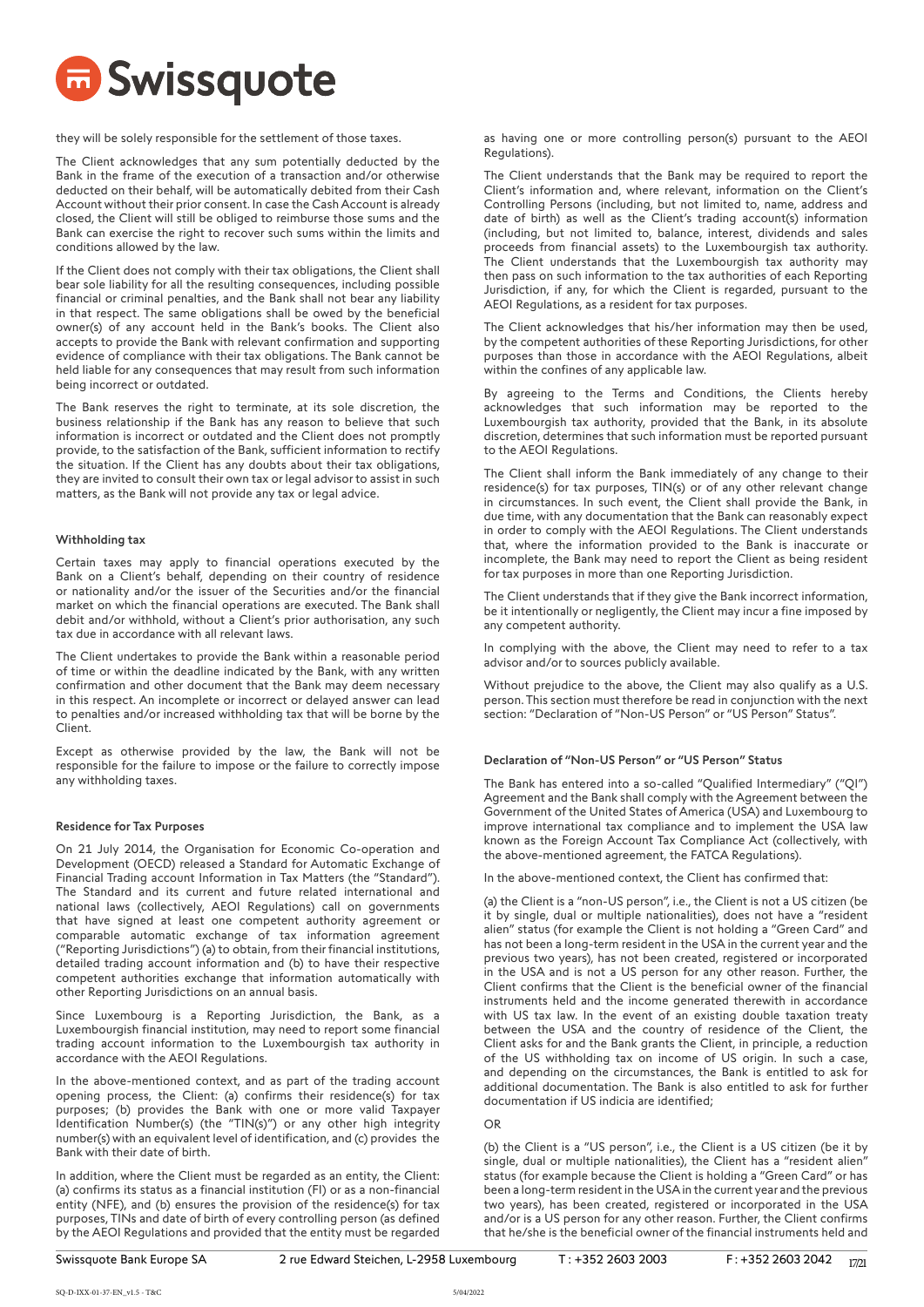they will be solely responsible for the settlement of those taxes.

The Client acknowledges that any sum potentially deducted by the Bank in the frame of the execution of a transaction and/or otherwise deducted on their behalf, will be automatically debited from their Cash Account without their prior consent. In case the Cash Account is already closed, the Client will still be obliged to reimburse those sums and the Bank can exercise the right to recover such sums within the limits and conditions allowed by the law.

If the Client does not comply with their tax obligations, the Client shall bear sole liability for all the resulting consequences, including possible financial or criminal penalties, and the Bank shall not bear any liability in that respect. The same obligations shall be owed by the beneficial owner(s) of any account held in the Bank's books. The Client also accepts to provide the Bank with relevant confirmation and supporting evidence of compliance with their tax obligations. The Bank cannot be held liable for any consequences that may result from such information being incorrect or outdated.

The Bank reserves the right to terminate, at its sole discretion, the business relationship if the Bank has any reason to believe that such information is incorrect or outdated and the Client does not promptly provide, to the satisfaction of the Bank, sufficient information to rectify the situation. If the Client has any doubts about their tax obligations, they are invited to consult their own tax or legal advisor to assist in such matters, as the Bank will not provide any tax or legal advice.

### Withholding tax

Certain taxes may apply to financial operations executed by the Bank on a Client's behalf, depending on their country of residence or nationality and/or the issuer of the Securities and/or the financial market on which the financial operations are executed. The Bank shall debit and/or withhold, without a Client's prior authorisation, any such tax due in accordance with all relevant laws.

The Client undertakes to provide the Bank within a reasonable period of time or within the deadline indicated by the Bank, with any written confirmation and other document that the Bank may deem necessary in this respect. An incomplete or incorrect or delayed answer can lead to penalties and/or increased withholding tax that will be borne by the Client.

Except as otherwise provided by the law, the Bank will not be responsible for the failure to impose or the failure to correctly impose any withholding taxes.

### Residence for Tax Purposes

On 21 July 2014, the Organisation for Economic Co-operation and Development (OECD) released a Standard for Automatic Exchange of Financial Trading account Information in Tax Matters (the "Standard"). The Standard and its current and future related international and national laws (collectively, AEOI Regulations) call on governments that have signed at least one competent authority agreement or comparable automatic exchange of tax information agreement ("Reporting Jurisdictions") (a) to obtain, from their financial institutions, detailed trading account information and (b) to have their respective competent authorities exchange that information automatically with other Reporting Jurisdictions on an annual basis.

Since Luxembourg is a Reporting Jurisdiction, the Bank, as a Luxembourgish financial institution, may need to report some financial trading account information to the Luxembourgish tax authority in accordance with the AEOI Regulations.

In the above-mentioned context, and as part of the trading account opening process, the Client: (a) confirms their residence(s) for tax purposes; (b) provides the Bank with one or more valid Taxpayer Identification Number(s) (the "TIN(s)") or any other high integrity number(s) with an equivalent level of identification, and (c) provides the Bank with their date of birth.

In addition, where the Client must be regarded as an entity, the Client: (a) confirms its status as a financial institution (FI) or as a non-financial entity (NFE), and (b) ensures the provision of the residence(s) for tax purposes, TINs and date of birth of every controlling person (as defined by the AEOI Regulations and provided that the entity must be regarded as having one or more controlling person(s) pursuant to the AEOI Regulations).

The Client understands that the Bank may be required to report the Client's information and, where relevant, information on the Client's Controlling Persons (including, but not limited to, name, address and date of birth) as well as the Client's trading account(s) information (including, but not limited to, balance, interest, dividends and sales proceeds from financial assets) to the Luxembourgish tax authority. The Client understands that the Luxembourgish tax authority may then pass on such information to the tax authorities of each Reporting Jurisdiction, if any, for which the Client is regarded, pursuant to the AEOI Regulations, as a resident for tax purposes.

The Client acknowledges that his/her information may then be used, by the competent authorities of these Reporting Jurisdictions, for other purposes than those in accordance with the AEOI Regulations, albeit within the confines of any applicable law.

By agreeing to the Terms and Conditions, the Clients hereby acknowledges that such information may be reported to the Luxembourgish tax authority, provided that the Bank, in its absolute discretion, determines that such information must be reported pursuant to the AEOI Regulations.

The Client shall inform the Bank immediately of any change to their residence(s) for tax purposes, TIN(s) or of any other relevant change in circumstances. In such event, the Client shall provide the Bank, in due time, with any documentation that the Bank can reasonably expect in order to comply with the AEOI Regulations. The Client understands that, where the information provided to the Bank is inaccurate or incomplete, the Bank may need to report the Client as being resident for tax purposes in more than one Reporting Jurisdiction.

The Client understands that if they give the Bank incorrect information, be it intentionally or negligently, the Client may incur a fine imposed by any competent authority.

In complying with the above, the Client may need to refer to a tax advisor and/or to sources publicly available.

Without prejudice to the above, the Client may also qualify as a U.S. person. This section must therefore be read in conjunction with the next section: "Declaration of "Non-US Person" or "US Person" Status".

### Declaration of "Non-US Person" or "US Person" Status

The Bank has entered into a so-called "Qualified Intermediary" ("QI") Agreement and the Bank shall comply with the Agreement between the Government of the United States of America (USA) and Luxembourg to improve international tax compliance and to implement the USA law known as the Foreign Account Tax Compliance Act (collectively, with the above-mentioned agreement, the FATCA Regulations).

In the above-mentioned context, the Client has confirmed that:

(a) the Client is a "non-US person", i.e., the Client is not a US citizen (be it by single, dual or multiple nationalities), does not have a "resident alien" status (for example the Client is not holding a "Green Card" and has not been a long-term resident in the USA in the current year and the previous two years), has not been created, registered or incorporated in the USA and is not a US person for any other reason. Further, the Client confirms that the Client is the beneficial owner of the financial instruments held and the income generated therewith in accordance with US tax law. In the event of an existing double taxation treaty between the USA and the country of residence of the Client, the Client asks for and the Bank grants the Client, in principle, a reduction of the US withholding tax on income of US origin. In such a case, and depending on the circumstances, the Bank is entitled to ask for additional documentation. The Bank is also entitled to ask for further documentation if US indicia are identified;

OR

(b) the Client is a "US person", i.e., the Client is a US citizen (be it by single, dual or multiple nationalities), the Client has a "resident alien" status (for example because the Client is holding a "Green Card" or has been a long-term resident in the USA in the current year and the previous two years), has been created, registered or incorporated in the USA and/or is a US person for any other reason. Further, the Client confirms that he/she is the beneficial owner of the financial instruments held and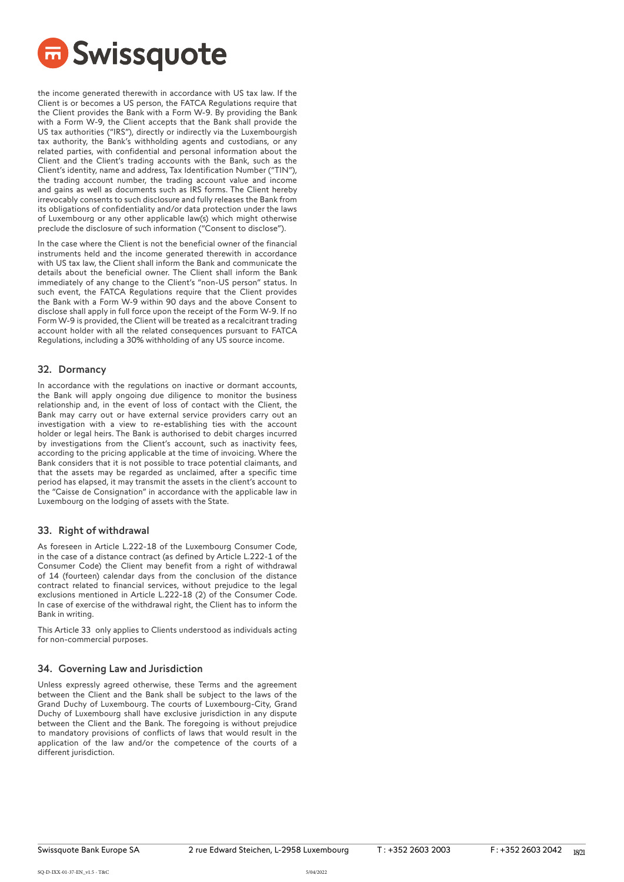the income generated therewith in accordance with US tax law. If the Client is or becomes a US person, the FATCA Regulations require that the Client provides the Bank with a Form W-9. By providing the Bank with a Form W-9, the Client accepts that the Bank shall provide the US tax authorities ("IRS"), directly or indirectly via the Luxembourgish tax authority, the Bank's withholding agents and custodians, or any related parties, with confidential and personal information about the Client and the Client's trading accounts with the Bank, such as the Client's identity, name and address, Tax Identification Number ("TIN"), the trading account number, the trading account value and income and gains as well as documents such as IRS forms. The Client hereby irrevocably consents to such disclosure and fully releases the Bank from its obligations of confidentiality and/or data protection under the laws of Luxembourg or any other applicable law(s) which might otherwise preclude the disclosure of such information ("Consent to disclose").

In the case where the Client is not the beneficial owner of the financial instruments held and the income generated therewith in accordance with US tax law, the Client shall inform the Bank and communicate the details about the beneficial owner. The Client shall inform the Bank immediately of any change to the Client's "non-US person" status. In such event, the FATCA Regulations require that the Client provides the Bank with a Form W-9 within 90 days and the above Consent to disclose shall apply in full force upon the receipt of the Form W-9. If no Form W-9 is provided, the Client will be treated as a recalcitrant trading account holder with all the related consequences pursuant to FATCA Regulations, including a 30% withholding of any US source income.

## 32. Dormancy

In accordance with the regulations on inactive or dormant accounts, the Bank will apply ongoing due diligence to monitor the business relationship and, in the event of loss of contact with the Client, the Bank may carry out or have external service providers carry out an investigation with a view to re-establishing ties with the account holder or legal heirs. The Bank is authorised to debit charges incurred by investigations from the Client's account, such as inactivity fees, according to the pricing applicable at the time of invoicing. Where the Bank considers that it is not possible to trace potential claimants, and that the assets may be regarded as unclaimed, after a specific time period has elapsed, it may transmit the assets in the client's account to the "Caisse de Consignation" in accordance with the applicable law in Luxembourg on the lodging of assets with the State.

## 33. Right of withdrawal

As foreseen in Article L.222-18 of the Luxembourg Consumer Code, in the case of a distance contract (as defined by Article L.222-1 of the Consumer Code) the Client may benefit from a right of withdrawal of 14 (fourteen) calendar days from the conclusion of the distance contract related to financial services, without prejudice to the legal exclusions mentioned in Article L.222-18 (2) of the Consumer Code. In case of exercise of the withdrawal right, the Client has to inform the Bank in writing.

This Article 33 only applies to Clients understood as individuals acting for non-commercial purposes.

## 34. Governing Law and Jurisdiction

Unless expressly agreed otherwise, these Terms and the agreement between the Client and the Bank shall be subject to the laws of the Grand Duchy of Luxembourg. The courts of Luxembourg-City, Grand Duchy of Luxembourg shall have exclusive jurisdiction in any dispute between the Client and the Bank. The foregoing is without prejudice to mandatory provisions of conflicts of laws that would result in the application of the law and/or the competence of the courts of a different jurisdiction.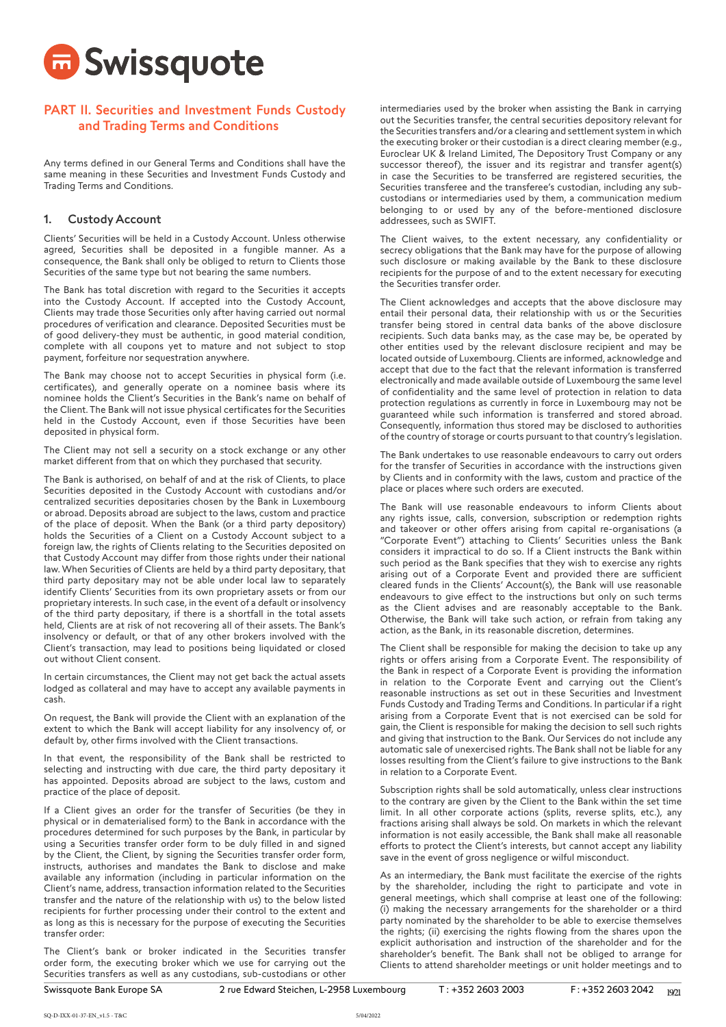## PART II. Securities and Investment Funds Custody and Trading Terms and Conditions

Any terms defined in our General Terms and Conditions shall have the same meaning in these Securities and Investment Funds Custody and Trading Terms and Conditions.

### 1. Custody Account

Clients' Securities will be held in a Custody Account. Unless otherwise agreed, Securities shall be deposited in a fungible manner. As a consequence, the Bank shall only be obliged to return to Clients those Securities of the same type but not bearing the same numbers.

The Bank has total discretion with regard to the Securities it accepts into the Custody Account. If accepted into the Custody Account, Clients may trade those Securities only after having carried out normal procedures of verification and clearance. Deposited Securities must be of good delivery-they must be authentic, in good material condition, complete with all coupons yet to mature and not subject to stop payment, forfeiture nor sequestration anywhere.

The Bank may choose not to accept Securities in physical form (i.e. certificates), and generally operate on a nominee basis where its nominee holds the Client's Securities in the Bank's name on behalf of the Client. The Bank will not issue physical certificates for the Securities held in the Custody Account, even if those Securities have been deposited in physical form.

The Client may not sell a security on a stock exchange or any other market different from that on which they purchased that security.

The Bank is authorised, on behalf of and at the risk of Clients, to place Securities deposited in the Custody Account with custodians and/or centralized securities depositaries chosen by the Bank in Luxembourg or abroad. Deposits abroad are subject to the laws, custom and practice of the place of deposit. When the Bank (or a third party depository) holds the Securities of a Client on a Custody Account subject to a foreign law, the rights of Clients relating to the Securities deposited on that Custody Account may differ from those rights under their national law. When Securities of Clients are held by a third party depositary, that third party depositary may not be able under local law to separately identify Clients' Securities from its own proprietary assets or from our proprietary interests. In such case, in the event of a default or insolvency of the third party depositary, if there is a shortfall in the total assets held, Clients are at risk of not recovering all of their assets. The Bank's insolvency or default, or that of any other brokers involved with the Client's transaction, may lead to positions being liquidated or closed out without Client consent.

In certain circumstances, the Client may not get back the actual assets lodged as collateral and may have to accept any available payments in cash.

On request, the Bank will provide the Client with an explanation of the extent to which the Bank will accept liability for any insolvency of, or default by, other firms involved with the Client transactions.

In that event, the responsibility of the Bank shall be restricted to selecting and instructing with due care, the third party depositary it has appointed. Deposits abroad are subject to the laws, custom and practice of the place of deposit.

If a Client gives an order for the transfer of Securities (be they in physical or in dematerialised form) to the Bank in accordance with the procedures determined for such purposes by the Bank, in particular by using a Securities transfer order form to be duly filled in and signed by the Client, the Client, by signing the Securities transfer order form, instructs, authorises and mandates the Bank to disclose and make available any information (including in particular information on the Client's name, address, transaction information related to the Securities transfer and the nature of the relationship with us) to the below listed recipients for further processing under their control to the extent and as long as this is necessary for the purpose of executing the Securities transfer order:

The Client's bank or broker indicated in the Securities transfer order form, the executing broker which we use for carrying out the Securities transfers as well as any custodians, sub-custodians or other intermediaries used by the broker when assisting the Bank in carrying out the Securities transfer, the central securities depository relevant for the Securities transfers and/or a clearing and settlement system in which the executing broker or their custodian is a direct clearing member (e.g., Euroclear UK & Ireland Limited, The Depository Trust Company or any successor thereof), the issuer and its registrar and transfer agent(s) in case the Securities to be transferred are registered securities, the Securities transferee and the transferee's custodian, including any sub-custodians or intermediaries used by them, a communication medium belonging to or used by any of the before-mentioned disclosure addressees, such as SWIFT.

The Client waives, to the extent necessary, any confidentiality or secrecy obligations that the Bank may have for the purpose of allowing such disclosure or making available by the Bank to these disclosure recipients for the purpose of and to the extent necessary for executing the Securities transfer order.

The Client acknowledges and accepts that the above disclosure may entail their personal data, their relationship with us or the Securities transfer being stored in central data banks of the above disclosure recipients. Such data banks may, as the case may be, be operated by other entities used by the relevant disclosure recipient and may be located outside of Luxembourg. Clients are informed, acknowledge and accept that due to the fact that the relevant information is transferred electronically and made available outside of Luxembourg the same level of confidentiality and the same level of protection in relation to data protection regulations as currently in force in Luxembourg may not be guaranteed while such information is transferred and stored abroad. Consequently, information thus stored may be disclosed to authorities of the country of storage or courts pursuant to that country's legislation.

The Bank undertakes to use reasonable endeavours to carry out orders for the transfer of Securities in accordance with the instructions given by Clients and in conformity with the laws, custom and practice of the place or places where such orders are executed.

The Bank will use reasonable endeavours to inform Clients about any rights issue, calls, conversion, subscription or redemption rights and takeover or other offers arising from capital re-organisations (a "Corporate Event") attaching to Clients' Securities unless the Bank considers it impractical to do so. If a Client instructs the Bank within such period as the Bank specifies that they wish to exercise any rights arising out of a Corporate Event and provided there are sufficient cleared funds in the Clients' Account(s), the Bank will use reasonable endeavours to give effect to the instructions but only on such terms as the Client advises and are reasonably acceptable to the Bank. Otherwise, the Bank will take such action, or refrain from taking any action, as the Bank, in its reasonable discretion, determines.

The Client shall be responsible for making the decision to take up any rights or offers arising from a Corporate Event. The responsibility of the Bank in respect of a Corporate Event is providing the information in relation to the Corporate Event and carrying out the Client's reasonable instructions as set out in these Securities and Investment Funds Custody and Trading Terms and Conditions. In particular if a right arising from a Corporate Event that is not exercised can be sold for gain, the Client is responsible for making the decision to sell such rights and giving that instruction to the Bank. Our Services do not include any automatic sale of unexercised rights. The Bank shall not be liable for any losses resulting from the Client's failure to give instructions to the Bank in relation to a Corporate Event.

Subscription rights shall be sold automatically, unless clear instructions to the contrary are given by the Client to the Bank within the set time limit. In all other corporate actions (splits, reverse splits, etc.), any fractions arising shall always be sold. On markets in which the relevant information is not easily accessible, the Bank shall make all reasonable efforts to protect the Client's interests, but cannot accept any liability save in the event of gross negligence or wilful misconduct.

As an intermediary, the Bank must facilitate the exercise of the rights by the shareholder, including the right to participate and vote in general meetings, which shall comprise at least one of the following: (i) making the necessary arrangements for the shareholder or a third party nominated by the shareholder to be able to exercise themselves the rights; (ii) exercising the rights flowing from the shares upon the explicit authorisation and instruction of the shareholder and for the shareholder's benefit. The Bank shall not be obliged to arrange for Clients to attend shareholder meetings or unit holder meetings and to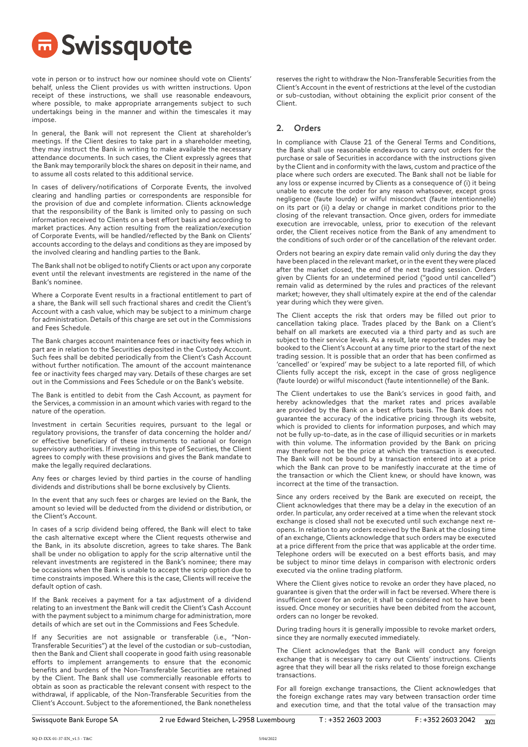vote in person or to instruct how our nominee should vote on Clients' behalf, unless the Client provides us with written instructions. Upon receipt of these instructions, we shall use reasonable endeavours, where possible, to make appropriate arrangements subject to such undertakings being in the manner and within the timescales it may impose.

In general, the Bank will not represent the Client at shareholder's meetings. If the Client desires to take part in a shareholder meeting, they may instruct the Bank in writing to make available the necessary attendance documents. In such cases, the Client expressly agrees that the Bank may temporarily block the shares on deposit in their name, and to assume all costs related to this additional service.

In cases of delivery/notifications of Corporate Events, the involved clearing and handling parties or correspondents are responsible for the provision of due and complete information. Clients acknowledge that the responsibility of the Bank is limited only to passing on such information received to Clients on a best effort basis and according to market practices. Any action resulting from the realization/execution of Corporate Events, will be handled/reflected by the Bank on Clients' accounts according to the delays and conditions as they are imposed by the involved clearing and handling parties to the Bank.

The Bank shall not be obliged to notify Clients or act upon any corporate event until the relevant investments are registered in the name of the Bank's nominee.

Where a Corporate Event results in a fractional entitlement to part of a share, the Bank will sell such fractional shares and credit the Client's Account with a cash value, which may be subject to a minimum charge for administration. Details of this charge are set out in the Commissions and Fees Schedule.

The Bank charges account maintenance fees or inactivity fees which in part are in relation to the Securities deposited in the Custody Account. Such fees shall be debited periodically from the Client's Cash Account without further notification. The amount of the account maintenance fee or inactivity fees charged may vary. Details of these charges are set out in the Commissions and Fees Schedule or on the Bank's website.

The Bank is entitled to debit from the Cash Account, as payment for the Services, a commission in an amount which varies with regard to the nature of the operation.

Investment in certain Securities requires, pursuant to the legal or regulatory provisions, the transfer of data concerning the holder and/or effective beneficiary of these instruments to national or foreign supervisory authorities. If investing in this type of Securities, the Client agrees to comply with these provisions and gives the Bank mandate to make the legally required declarations.

Any fees or charges levied by third parties in the course of handling dividends and distributions shall be borne exclusively by Clients.

In the event that any such fees or charges are levied on the Bank, the amount so levied will be deducted from the dividend or distribution, or the Client's Account.

In cases of a scrip dividend being offered, the Bank will elect to take the cash alternative except where the Client requests otherwise and the Bank, in its absolute discretion, agrees to take shares. The Bank shall be under no obligation to apply for the scrip alternative until the relevant investments are registered in the Bank's nominee; there may be occasions when the Bank is unable to accept the scrip option due to time constraints imposed. Where this is the case, Clients will receive the default option of cash.

If the Bank receives a payment for a tax adjustment of a dividend relating to an investment the Bank will credit the Client's Cash Account with the payment subject to a minimum charge for administration, more details of which are set out in the Commissions and Fees Schedule.

If any Securities are not assignable or transferable (i.e., "Non-Transferable Securities") at the level of the custodian or sub-custodian, then the Bank and Client shall cooperate in good faith using reasonable efforts to implement arrangements to ensure that the economic benefits and burdens of the Non-Transferable Securities are retained by the Client. The Bank shall use commercially reasonable efforts to obtain as soon as practicable the relevant consent with respect to the withdrawal, if applicable, of the Non-Transferable Securities from the Client's Account. Subject to the aforementioned, the Bank nonetheless reserves the right to withdraw the Non-Transferable Securities from the Client's Account in the event of restrictions at the level of the custodian or sub-custodian, without obtaining the explicit prior consent of the Client.

## 2. Orders

In compliance with Clause 21 of the General Terms and Conditions, the Bank shall use reasonable endeavours to carry out orders for the purchase or sale of Securities in accordance with the instructions given by the Client and in conformity with the laws, custom and practice of the place where such orders are executed. The Bank shall not be liable for any loss or expense incurred by Clients as a consequence of (i) it being unable to execute the order for any reason whatsoever, except gross negligence (faute lourde) or wilful misconduct (faute intentionnelle) on its part or (ii) a delay or change in market conditions prior to the closing of the relevant transaction. Once given, orders for immediate execution are irrevocable, unless, prior to execution of the relevant order, the Client receives notice from the Bank of any amendment to the conditions of such order or of the cancellation of the relevant order.

Orders not bearing an expiry date remain valid only during the day they have been placed in the relevant market, or in the event they were placed after the market closed, the end of the next trading session. Orders given by Clients for an undetermined period ("good until cancelled") remain valid as determined by the rules and practices of the relevant market; however, they shall ultimately expire at the end of the calendar year during which they were given.

The Client accepts the risk that orders may be filled out prior to cancellation taking place. Trades placed by the Bank on a Client's behalf on all markets are executed via a third party and as such are subject to their service levels. As a result, late reported trades may be booked to the Client's Account at any time prior to the start of the next trading session. It is possible that an order that has been confirmed as 'cancelled' or 'expired' may be subject to a late reported fill, of which Clients fully accept the risk, except in the case of gross negligence (faute lourde) or wilful misconduct (faute intentionnelle) of the Bank.

The Client undertakes to use the Bank's services in good faith, and hereby acknowledges that the market rates and prices available are provided by the Bank on a best efforts basis. The Bank does not guarantee the accuracy of the indicative pricing through its website, which is provided to clients for information purposes, and which may not be fully up-to-date, as in the case of illiquid securities or in markets with thin volume. The information provided by the Bank on pricing may therefore not be the price at which the transaction is executed. The Bank will not be bound by a transaction entered into at a price which the Bank can prove to be manifestly inaccurate at the time of the transaction or which the Client knew, or should have known, was incorrect at the time of the transaction.

Since any orders received by the Bank are executed on receipt, the Client acknowledges that there may be a delay in the execution of an order. In particular, any order received at a time when the relevant stock exchange is closed shall not be executed until such exchange next re-opens. In relation to any orders received by the Bank at the closing time of an exchange, Clients acknowledge that such orders may be executed at a price different from the price that was applicable at the order time. Telephone orders will be executed on a best efforts basis, and may be subject to minor time delays in comparison with electronic orders executed via the online trading platform.

Where the Client gives notice to revoke an order they have placed, no guarantee is given that the order will in fact be reversed. Where there is insufficient cover for an order, it shall be considered not to have been issued. Once money or securities have been debited from the account, orders can no longer be revoked.

During trading hours it is generally impossible to revoke market orders, since they are normally executed immediately.

The Client acknowledges that the Bank will conduct any foreign exchange that is necessary to carry out Clients' instructions. Clients agree that they will bear all the risks related to those foreign exchange transactions.

For all foreign exchange transactions, the Client acknowledges that the foreign exchange rates may vary between transaction order time and execution time, and that the total value of the transaction may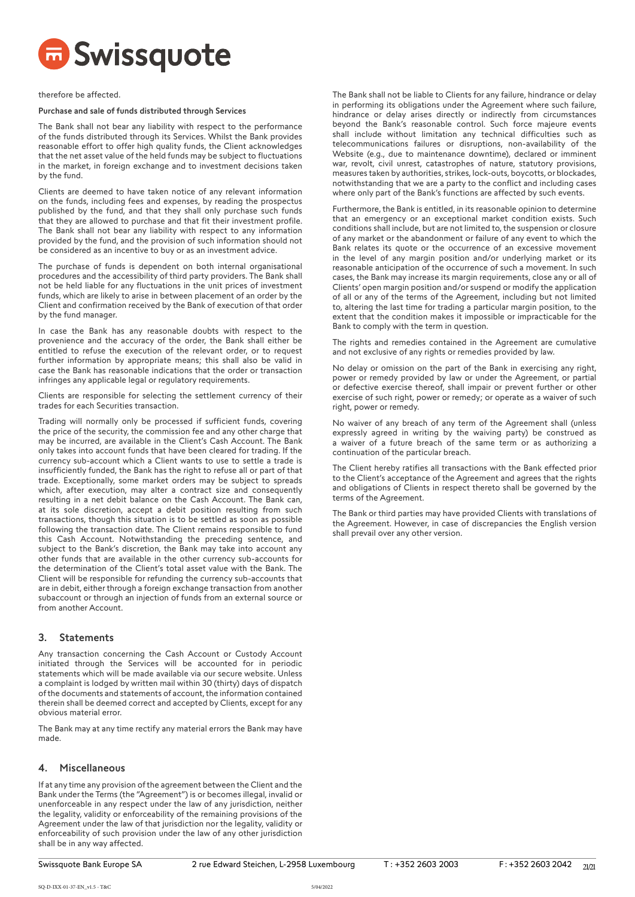therefore be affected.

**Purchase and sale of funds distributed through Services**

The Bank shall not bear any liability with respect to the performance of the funds distributed through its Services. Whilst the Bank provides reasonable effort to offer high quality funds, the Client acknowledges that the net asset value of the held funds may be subject to fluctuations in the market, in foreign exchange and to investment decisions taken by the fund.

Clients are deemed to have taken notice of any relevant information on the funds, including fees and expenses, by reading the prospectus published by the fund, and that they shall only purchase such funds that they are allowed to purchase and that fit their investment profile. The Bank shall not bear any liability with respect to any information provided by the fund, and the provision of such information should not be considered as an incentive to buy or as an investment advice.

The purchase of funds is dependent on both internal organisational procedures and the accessibility of third party providers. The Bank shall not be held liable for any fluctuations in the unit prices of investment funds, which are likely to arise in between placement of an order by the Client and confirmation received by the Bank of execution of that order by the fund manager.

In case the Bank has any reasonable doubts with respect to the provenience and the accuracy of the order, the Bank shall either be entitled to refuse the execution of the relevant order, or to request further information by appropriate means; this shall also be valid in case the Bank has reasonable indications that the order or transaction infringes any applicable legal or regulatory requirements.

Clients are responsible for selecting the settlement currency of their trades for each Securities transaction.

Trading will normally only be processed if sufficient funds, covering the price of the security, the commission fee and any other charge that may be incurred, are available in the Client's Cash Account. The Bank only takes into account funds that have been cleared for trading. If the currency sub-account which a Client wants to use to settle a trade is insufficiently funded, the Bank has the right to refuse all or part of that trade. Exceptionally, some market orders may be subject to spreads which, after execution, may alter a contract size and consequently resulting in a net debit balance on the Cash Account. The Bank can, at its sole discretion, accept a debit position resulting from such transactions, though this situation is to be settled as soon as possible following the transaction date. The Client remains responsible to fund this Cash Account. Notwithstanding the preceding sentence, and subject to the Bank's discretion, the Bank may take into account any other funds that are available in the other currency sub-accounts for the determination of the Client's total asset value with the Bank. The Client will be responsible for refunding the currency sub-accounts that are in debit, either through a foreign exchange transaction from another subaccount or through an injection of funds from an external source or from another Account.

## 3. Statements

Any transaction concerning the Cash Account or Custody Account initiated through the Services will be accounted for in periodic statements which will be made available via our secure website. Unless a complaint is lodged by written mail within 30 (thirty) days of dispatch of the documents and statements of account, the information contained therein shall be deemed correct and accepted by Clients, except for any obvious material error.

The Bank may at any time rectify any material errors the Bank may have made.

## 4. Miscellaneous

If at any time any provision of the agreement between the Client and the Bank under the Terms (the "Agreement") is or becomes illegal, invalid or unenforceable in any respect under the law of any jurisdiction, neither the legality, validity or enforceability of the remaining provisions of the Agreement under the law of that jurisdiction nor the legality, validity or enforceability of such provision under the law of any other jurisdiction shall be in any way affected.

The Bank shall not be liable to Clients for any failure, hindrance or delay in performing its obligations under the Agreement where such failure, hindrance or delay arises directly or indirectly from circumstances beyond the Bank's reasonable control. Such force majeure events shall include without limitation any technical difficulties such as telecommunications failures or disruptions, non-availability of the Website (e.g., due to maintenance downtime), declared or imminent war, revolt, civil unrest, catastrophes of nature, statutory provisions, measures taken by authorities, strikes, lock-outs, boycotts, or blockades, notwithstanding that we are a party to the conflict and including cases where only part of the Bank's functions are affected by such events.

Furthermore, the Bank is entitled, in its reasonable opinion to determine that an emergency or an exceptional market condition exists. Such conditions shall include, but are not limited to, the suspension or closure of any market or the abandonment or failure of any event to which the Bank relates its quote or the occurrence of an excessive movement in the level of any margin position and/or underlying market or its reasonable anticipation of the occurrence of such a movement. In such cases, the Bank may increase its margin requirements, close any or all of Clients' open margin position and/or suspend or modify the application of all or any of the terms of the Agreement, including but not limited to, altering the last time for trading a particular margin position, to the extent that the condition makes it impossible or impracticable for the Bank to comply with the term in question.

The rights and remedies contained in the Agreement are cumulative and not exclusive of any rights or remedies provided by law.

No delay or omission on the part of the Bank in exercising any right, power or remedy provided by law or under the Agreement, or partial or defective exercise thereof, shall impair or prevent further or other exercise of such right, power or remedy; or operate as a waiver of such right, power or remedy.

No waiver of any breach of any term of the Agreement shall (unless expressly agreed in writing by the waiving party) be construed as a waiver of a future breach of the same term or as authorizing a continuation of the particular breach.

The Client hereby ratifies all transactions with the Bank effected prior to the Client's acceptance of the Agreement and agrees that the rights and obligations of Clients in respect thereto shall be governed by the terms of the Agreement.

The Bank or third parties may have provided Clients with translations of the Agreement. However, in case of discrepancies the English version shall prevail over any other version.